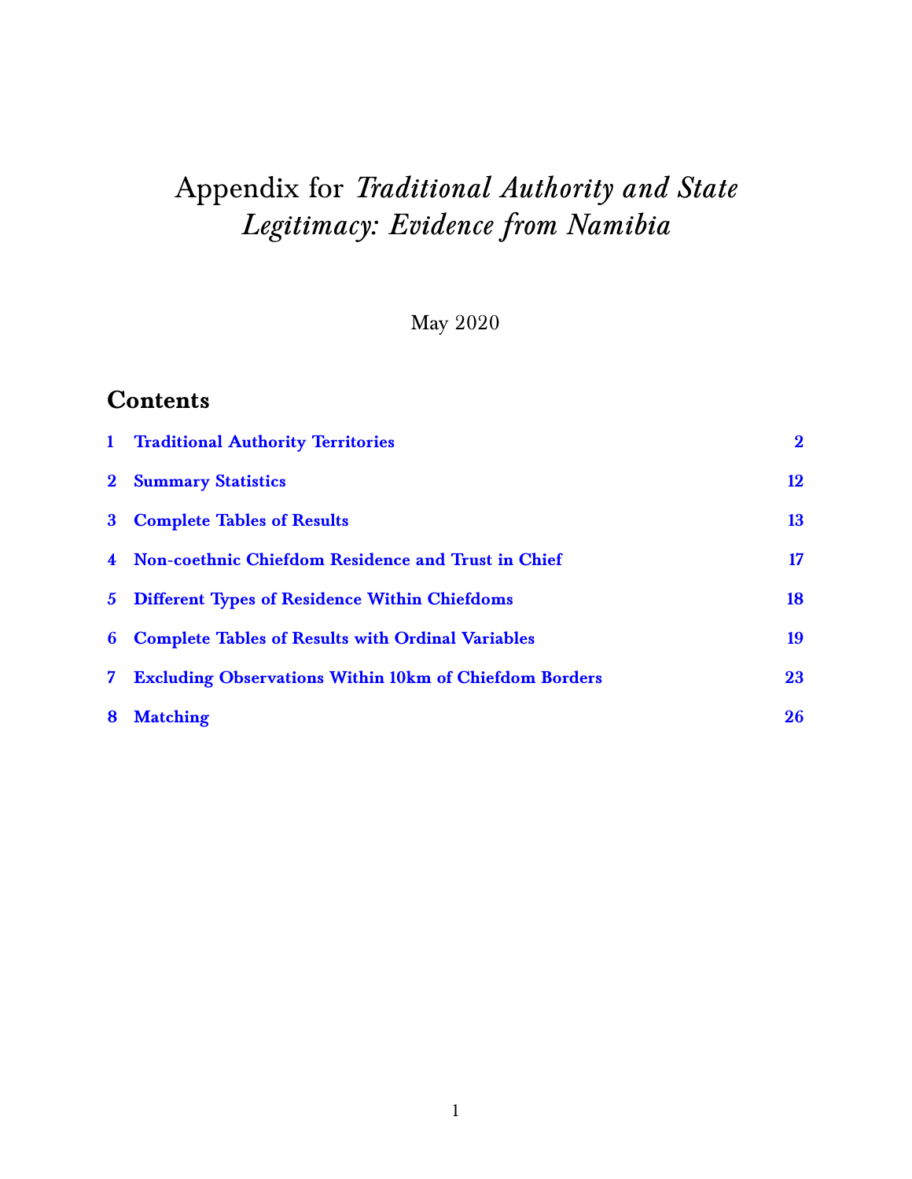# Appendix for *Traditional Authority and State Legitimacy: Evidence from Namibia*

May 2020

## Contents

| | | |
|---|---|---|
| 1 | Traditional Authority Territories | 2 |
| 2 | Summary Statistics | 12 |
| 3 | Complete Tables of Results | 13 |
| 4 | Non-coethnic Chiefdom Residence and Trust in Chief | 17 |
| 5 | Different Types of Residence Within Chiefdoms | 18 |
| 6 | Complete Tables of Results with Ordinal Variables | 19 |
| 7 | Excluding Observations Within 10km of Chiefdom Borders | 23 |
| 8 | Matching | 26 |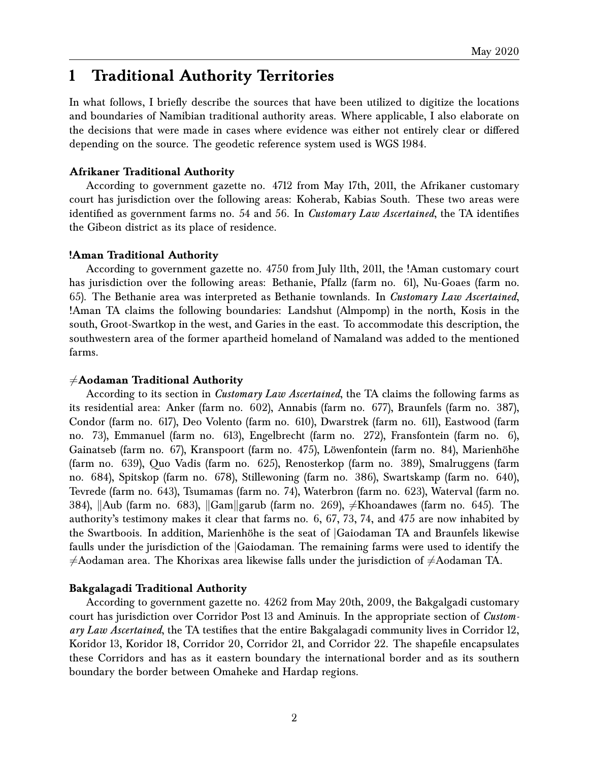# 1 Traditional Authority Territories

In what follows, I briefly describe the sources that have been utilized to digitize the locations and boundaries of Namibian traditional authority areas. Where applicable, I also elaborate on the decisions that were made in cases where evidence was either not entirely clear or differed depending on the source. The geodetic reference system used is WGS 1984.

**Afrikaner Traditional Authority**

According to government gazette no. 4712 from May 17th, 2011, the Afrikaner customary court has jurisdiction over the following areas: Koherab, Kabias South. These two areas were identified as government farms no. 54 and 56. In *Customary Law Ascertained*, the TA identifies the Gibeon district as its place of residence.

**!Aman Traditional Authority**

According to government gazette no. 4750 from July 11th, 2011, the !Aman customary court has jurisdiction over the following areas: Bethanie, Pfallz (farm no. 61), Nu-Goaes (farm no. 65). The Bethanie area was interpreted as Bethanie townlands. In *Customary Law Ascertained*, !Aman TA claims the following boundaries: Landshut (Almpomp) in the north, Kosis in the south, Groot-Swartkop in the west, and Garies in the east. To accommodate this description, the southwestern area of the former apartheid homeland of Namaland was added to the mentioned farms.

**≠Aodaman Traditional Authority**

According to its section in *Customary Law Ascertained*, the TA claims the following farms as its residential area: Anker (farm no. 602), Annabis (farm no. 677), Braunfels (farm no. 387), Condor (farm no. 617), Deo Volento (farm no. 610), Dwarstrek (farm no. 611), Eastwood (farm no. 73), Emmanuel (farm no. 613), Engelbrecht (farm no. 272), Fransfontein (farm no. 6), Gainatseb (farm no. 67), Kranspoort (farm no. 475), Löwenfontein (farm no. 84), Marienhöhe (farm no. 639), Quo Vadis (farm no. 625), Renosterkop (farm no. 389), Smalruggens (farm no. 684), Spitskop (farm no. 678), Stillewoning (farm no. 386), Swartskamp (farm no. 640), Tevrede (farm no. 643), Tsumamas (farm no. 74), Waterbron (farm no. 623), Waterval (farm no. 384), ||Aub (farm no. 683), ||Gam||garub (farm no. 269), ≠Khoandawes (farm no. 645). The authority's testimony makes it clear that farms no. 6, 67, 73, 74, and 475 are now inhabited by the Swartboois. In addition, Marienhöhe is the seat of |Gaiodaman TA and Braunfels likewise faulls under the jurisdiction of the |Gaiodaman. The remaining farms were used to identify the ≠Aodaman area. The Khorixas area likewise falls under the jurisdiction of ≠Aodaman TA.

**Bakgalagadi Traditional Authority**

According to government gazette no. 4262 from May 20th, 2009, the Bakgalgadi customary court has jurisdiction over Corridor Post 13 and Aminuis. In the appropriate section of *Customary Law Ascertained*, the TA testifies that the entire Bakgalagadi community lives in Corridor 12, Koridor 13, Koridor 18, Corridor 20, Corridor 21, and Corridor 22. The shapefile encapsulates these Corridors and has as it eastern boundary the international border and as its southern boundary the border between Omaheke and Hardap regions.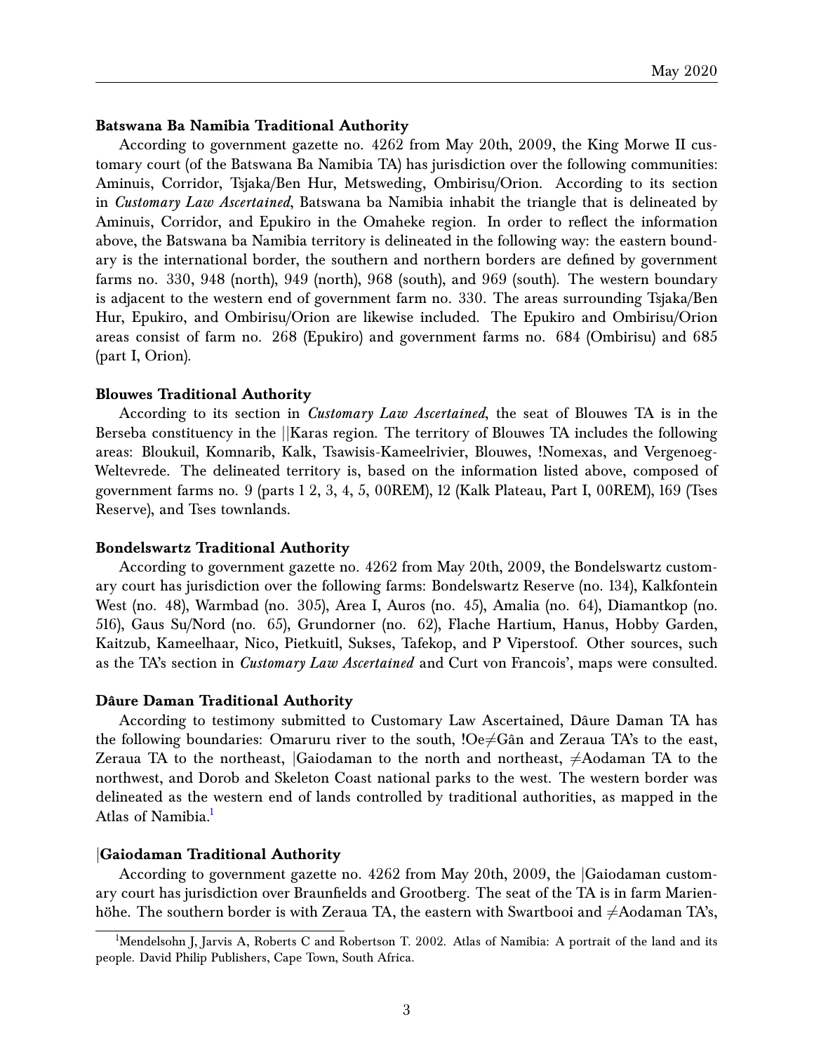**Batswana Ba Namibia Traditional Authority**

According to government gazette no. 4262 from May 20th, 2009, the King Morwe II customary court (of the Batswana Ba Namibia TA) has jurisdiction over the following communities: Aminuis, Corridor, Tsjaka/Ben Hur, Metsweding, Ombirisu/Orion. According to its section in *Customary Law Ascertained*, Batswana ba Namibia inhabit the triangle that is delineated by Aminuis, Corridor, and Epukiro in the Omaheke region. In order to reflect the information above, the Batswana ba Namibia territory is delineated in the following way: the eastern boundary is the international border, the southern and northern borders are defined by government farms no. 330, 948 (north), 949 (north), 968 (south), and 969 (south). The western boundary is adjacent to the western end of government farm no. 330. The areas surrounding Tsjaka/Ben Hur, Epukiro, and Ombirisu/Orion are likewise included. The Epukiro and Ombirisu/Orion areas consist of farm no. 268 (Epukiro) and government farms no. 684 (Ombirisu) and 685 (part I, Orion).

**Blouwes Traditional Authority**

According to its section in *Customary Law Ascertained*, the seat of Blouwes TA is in the Berseba constituency in the ||Karas region. The territory of Blouwes TA includes the following areas: Bloukuil, Komnarib, Kalk, Tsawisis-Kameelrivier, Blouwes, !Nomexas, and Vergenoeg-Weltevrede. The delineated territory is, based on the information listed above, composed of government farms no. 9 (parts 1 2, 3, 4, 5, 00REM), 12 (Kalk Plateau, Part I, 00REM), 169 (Tses Reserve), and Tses townlands.

**Bondelswartz Traditional Authority**

According to government gazette no. 4262 from May 20th, 2009, the Bondelswartz customary court has jurisdiction over the following farms: Bondelswartz Reserve (no. 134), Kalkfontein West (no. 48), Warmbad (no. 305), Area I, Auros (no. 45), Amalia (no. 64), Diamantkop (no. 516), Gaus Su/Nord (no. 65), Grundorner (no. 62), Flache Hartium, Hanus, Hobby Garden, Kaitzub, Kameelhaar, Nico, Pietkuitl, Sukses, Tafekop, and P Viperstoof. Other sources, such as the TA's section in *Customary Law Ascertained* and Curt von Francois', maps were consulted.

**Dâure Daman Traditional Authority**

According to testimony submitted to Customary Law Ascertained, Dâure Daman TA has the following boundaries: Omaruru river to the south, !Oe≠Gân and Zeraua TA's to the east, Zeraua TA to the northeast, |Gaiodaman to the north and northeast, ≠Aodaman TA to the northwest, and Dorob and Skeleton Coast national parks to the west. The western border was delineated as the western end of lands controlled by traditional authorities, as mapped in the Atlas of Namibia.[1]

**|Gaiodaman Traditional Authority**

According to government gazette no. 4262 from May 20th, 2009, the |Gaiodaman customary court has jurisdiction over Braunfields and Grootberg. The seat of the TA is in farm Marienhöhe. The southern border is with Zeraua TA, the eastern with Swartbooi and ≠Aodaman TA's,

[1] Mendelsohn J, Jarvis A, Roberts C and Robertson T. 2002. Atlas of Namibia: A portrait of the land and its people. David Philip Publishers, Cape Town, South Africa.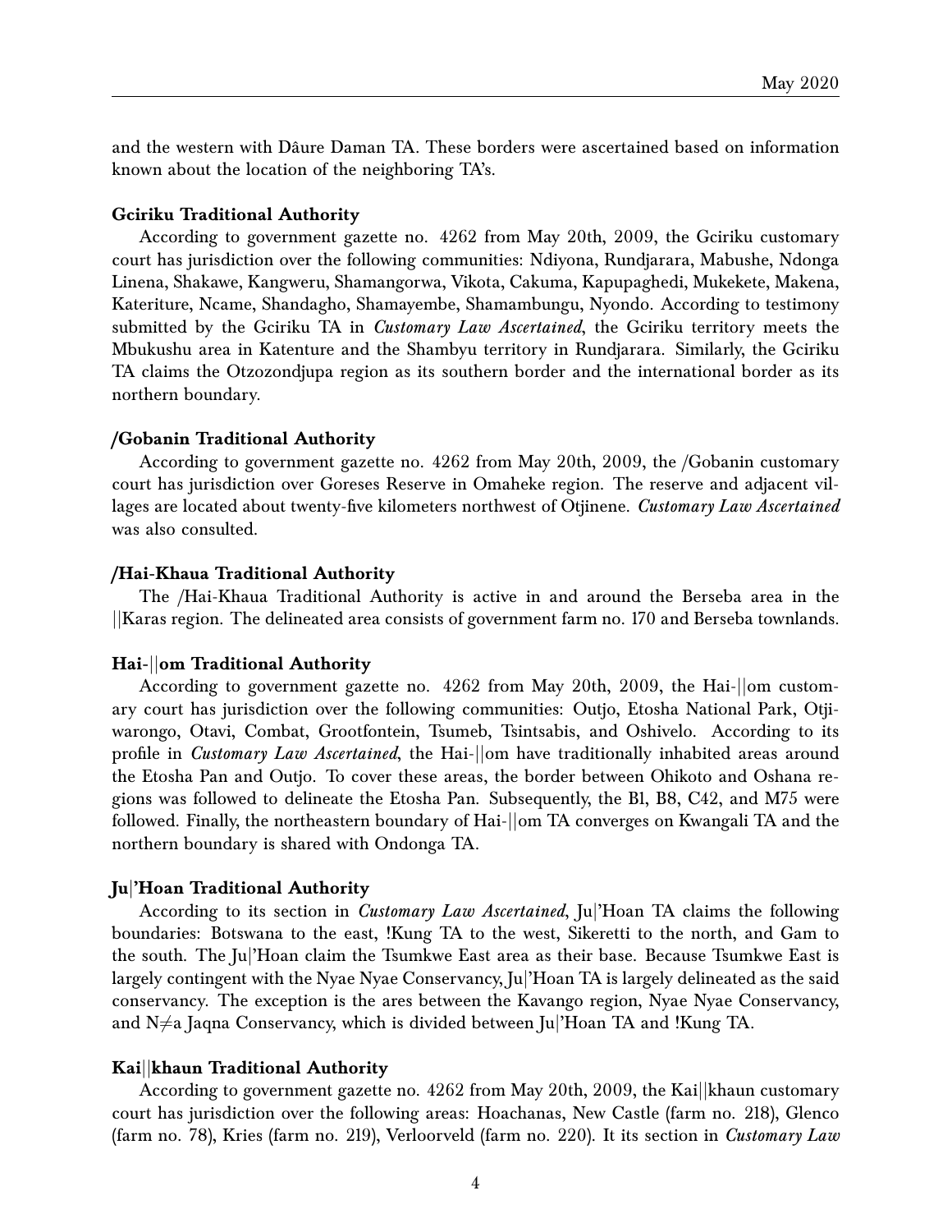and the western with Dâure Daman TA. These borders were ascertained based on information known about the location of the neighboring TA's.

**Gciriku Traditional Authority**

According to government gazette no. 4262 from May 20th, 2009, the Gciriku customary court has jurisdiction over the following communities: Ndiyona, Rundjarara, Mabushe, Ndonga Linena, Shakawe, Kangweru, Shamangorwa, Vikota, Cakuma, Kapupaghedi, Mukekete, Makena, Kateriture, Ncame, Shandagho, Shamayembe, Shamambungu, Nyondo. According to testimony submitted by the Gciriku TA in *Customary Law Ascertained*, the Gciriku territory meets the Mbukushu area in Katenture and the Shambyu territory in Rundjarara. Similarly, the Gciriku TA claims the Otzozondjupa region as its southern border and the international border as its northern boundary.

**/Gobanin Traditional Authority**

According to government gazette no. 4262 from May 20th, 2009, the /Gobanin customary court has jurisdiction over Goreses Reserve in Omaheke region. The reserve and adjacent villages are located about twenty-five kilometers northwest of Otjinene. *Customary Law Ascertained* was also consulted.

**/Hai-Khaua Traditional Authority**

The /Hai-Khaua Traditional Authority is active in and around the Berseba area in the ||Karas region. The delineated area consists of government farm no. 170 and Berseba townlands.

**Hai-||om Traditional Authority**

According to government gazette no. 4262 from May 20th, 2009, the Hai-||om customary court has jurisdiction over the following communities: Outjo, Etosha National Park, Otjiwarongo, Otavi, Combat, Grootfontein, Tsumeb, Tsintsabis, and Oshivelo. According to its profile in *Customary Law Ascertained*, the Hai-||om have traditionally inhabited areas around the Etosha Pan and Outjo. To cover these areas, the border between Ohikoto and Oshana regions was followed to delineate the Etosha Pan. Subsequently, the B1, B8, C42, and M75 were followed. Finally, the northeastern boundary of Hai-||om TA converges on Kwangali TA and the northern boundary is shared with Ondonga TA.

**Ju|'Hoan Traditional Authority**

According to its section in *Customary Law Ascertained*, Ju|'Hoan TA claims the following boundaries: Botswana to the east, !Kung TA to the west, Sikeretti to the north, and Gam to the south. The Ju|'Hoan claim the Tsumkwe East area as their base. Because Tsumkwe East is largely contingent with the Nyae Nyae Conservancy, Ju|'Hoan TA is largely delineated as the said conservancy. The exception is the ares between the Kavango region, Nyae Nyae Conservancy, and N≠a Jaqna Conservancy, which is divided between Ju|'Hoan TA and !Kung TA.

**Kai||khaun Traditional Authority**

According to government gazette no. 4262 from May 20th, 2009, the Kai||khaun customary court has jurisdiction over the following areas: Hoachanas, New Castle (farm no. 218), Glenco (farm no. 78), Kries (farm no. 219), Verloorveld (farm no. 220). It its section in *Customary Law*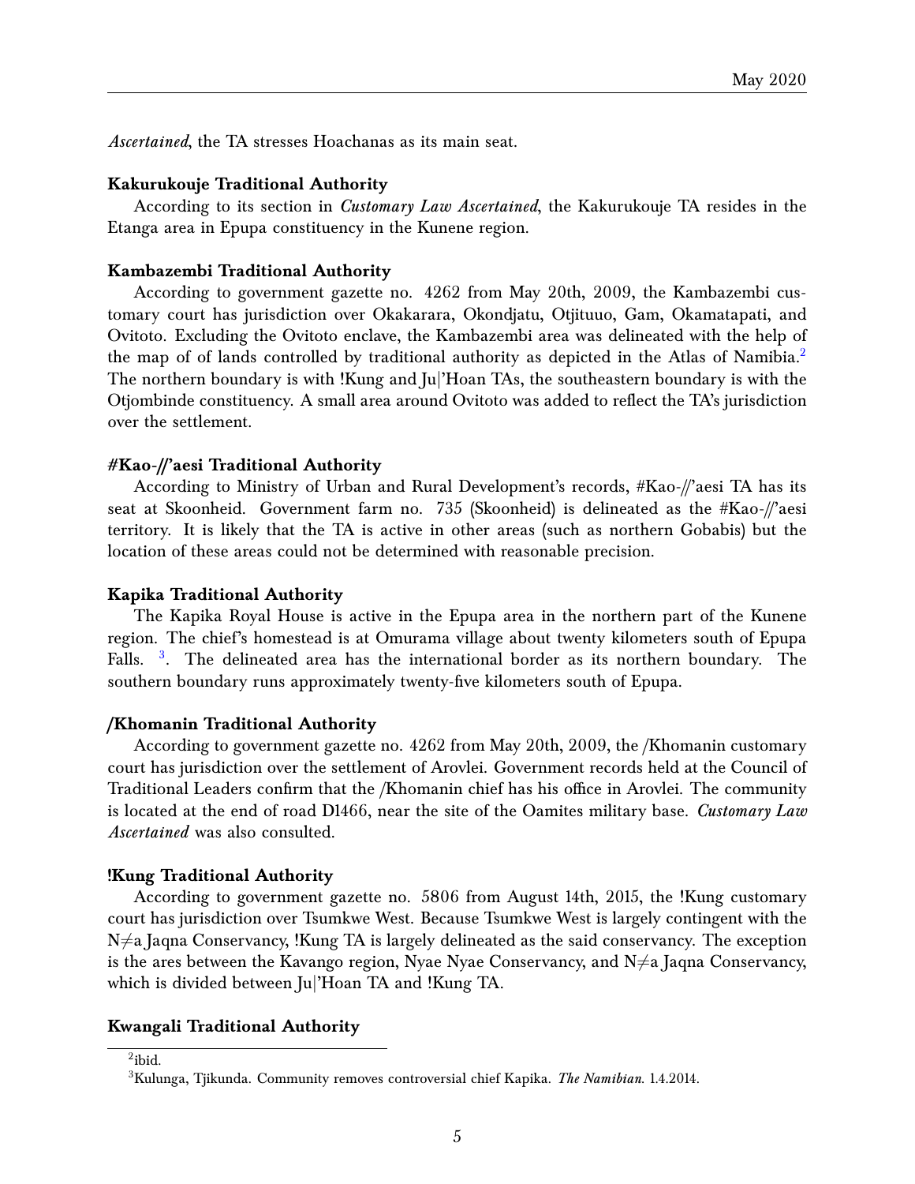*Ascertained*, the TA stresses Hoachanas as its main seat.

**Kakurukouje Traditional Authority**

According to its section in *Customary Law Ascertained*, the Kakurukouje TA resides in the Etanga area in Epupa constituency in the Kunene region.

**Kambazembi Traditional Authority**

According to government gazette no. 4262 from May 20th, 2009, the Kambazembi customary court has jurisdiction over Okakarara, Okondjatu, Otjituuo, Gam, Okamatapati, and Ovitoto. Excluding the Ovitoto enclave, the Kambazembi area was delineated with the help of the map of of lands controlled by traditional authority as depicted in the Atlas of Namibia.[2] The northern boundary is with !Kung and Ju|'Hoan TAs, the southeastern boundary is with the Otjombinde constituency. A small area around Ovitoto was added to reflect the TA's jurisdiction over the settlement.

**#Kao-//'aesi Traditional Authority**

According to Ministry of Urban and Rural Development's records, #Kao-//'aesi TA has its seat at Skoonheid. Government farm no. 735 (Skoonheid) is delineated as the #Kao-//'aesi territory. It is likely that the TA is active in other areas (such as northern Gobabis) but the location of these areas could not be determined with reasonable precision.

**Kapika Traditional Authority**

The Kapika Royal House is active in the Epupa area in the northern part of the Kunene region. The chief's homestead is at Omurama village about twenty kilometers south of Epupa Falls. [3]. The delineated area has the international border as its northern boundary. The southern boundary runs approximately twenty-five kilometers south of Epupa.

**/Khomanin Traditional Authority**

According to government gazette no. 4262 from May 20th, 2009, the /Khomanin customary court has jurisdiction over the settlement of Arovlei. Government records held at the Council of Traditional Leaders confirm that the /Khomanin chief has his office in Arovlei. The community is located at the end of road D1466, near the site of the Oamites military base. *Customary Law Ascertained* was also consulted.

**!Kung Traditional Authority**

According to government gazette no. 5806 from August 14th, 2015, the !Kung customary court has jurisdiction over Tsumkwe West. Because Tsumkwe West is largely contingent with the N≠a Jaqna Conservancy, !Kung TA is largely delineated as the said conservancy. The exception is the ares between the Kavango region, Nyae Nyae Conservancy, and N≠a Jaqna Conservancy, which is divided between Ju|'Hoan TA and !Kung TA.

**Kwangali Traditional Authority**

[2] ibid.

[3] Kulunga, Tjikunda. Community removes controversial chief Kapika. *The Namibian.* 1.4.2014.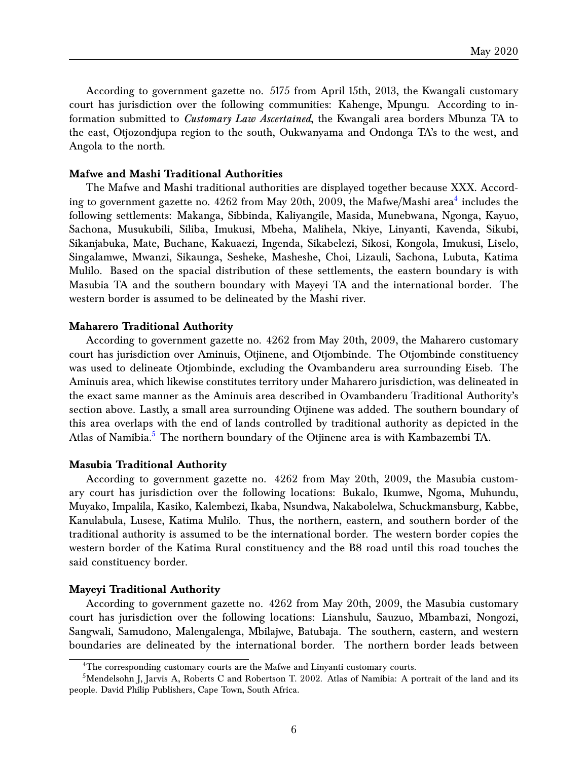According to government gazette no. 5175 from April 15th, 2013, the Kwangali customary court has jurisdiction over the following communities: Kahenge, Mpungu. According to information submitted to *Customary Law Ascertained*, the Kwangali area borders Mbunza TA to the east, Otjozondjupa region to the south, Oukwanyama and Ondonga TA's to the west, and Angola to the north.

**Mafwe and Mashi Traditional Authorities**

The Mafwe and Mashi traditional authorities are displayed together because XXX. According to government gazette no. 4262 from May 20th, 2009, the Mafwe/Mashi area[4] includes the following settlements: Makanga, Sibbinda, Kaliyangile, Masida, Munebwana, Ngonga, Kayuo, Sachona, Musukubili, Siliba, Imukusi, Mbeha, Malihela, Nkiye, Linyanti, Kavenda, Sikubi, Sikanjabuka, Mate, Buchane, Kakuaezi, Ingenda, Sikabelezi, Sikosi, Kongola, Imukusi, Liselo, Singalamwe, Mwanzi, Sikaunga, Sesheke, Masheshe, Choi, Lizauli, Sachona, Lubuta, Katima Mulilo. Based on the spacial distribution of these settlements, the eastern boundary is with Masubia TA and the southern boundary with Mayeyi TA and the international border. The western border is assumed to be delineated by the Mashi river.

**Maharero Traditional Authority**

According to government gazette no. 4262 from May 20th, 2009, the Maharero customary court has jurisdiction over Aminuis, Otjinene, and Otjombinde. The Otjombinde constituency was used to delineate Otjombinde, excluding the Ovambanderu area surrounding Eiseb. The Aminuis area, which likewise constitutes territory under Maharero jurisdiction, was delineated in the exact same manner as the Aminuis area described in Ovambanderu Traditional Authority's section above. Lastly, a small area surrounding Otjinene was added. The southern boundary of this area overlaps with the end of lands controlled by traditional authority as depicted in the Atlas of Namibia.[5] The northern boundary of the Otjinene area is with Kambazembi TA.

**Masubia Traditional Authority**

According to government gazette no. 4262 from May 20th, 2009, the Masubia customary court has jurisdiction over the following locations: Bukalo, Ikumwe, Ngoma, Muhundu, Muyako, Impalila, Kasiko, Kalembezi, Ikaba, Nsundwa, Nakabolelwa, Schuckmansburg, Kabbe, Kanulabula, Lusese, Katima Mulilo. Thus, the northern, eastern, and southern border of the traditional authority is assumed to be the international border. The western border copies the western border of the Katima Rural constituency and the B8 road until this road touches the said constituency border.

**Mayeyi Traditional Authority**

According to government gazette no. 4262 from May 20th, 2009, the Masubia customary court has jurisdiction over the following locations: Lianshulu, Sauzuo, Mbambazi, Nongozi, Sangwali, Samudono, Malengalenga, Mbilajwe, Batubaja. The southern, eastern, and western boundaries are delineated by the international border. The northern border leads between

[4] The corresponding customary courts are the Mafwe and Linyanti customary courts.

[5] Mendelsohn J, Jarvis A, Roberts C and Robertson T. 2002. Atlas of Namibia: A portrait of the land and its people. David Philip Publishers, Cape Town, South Africa.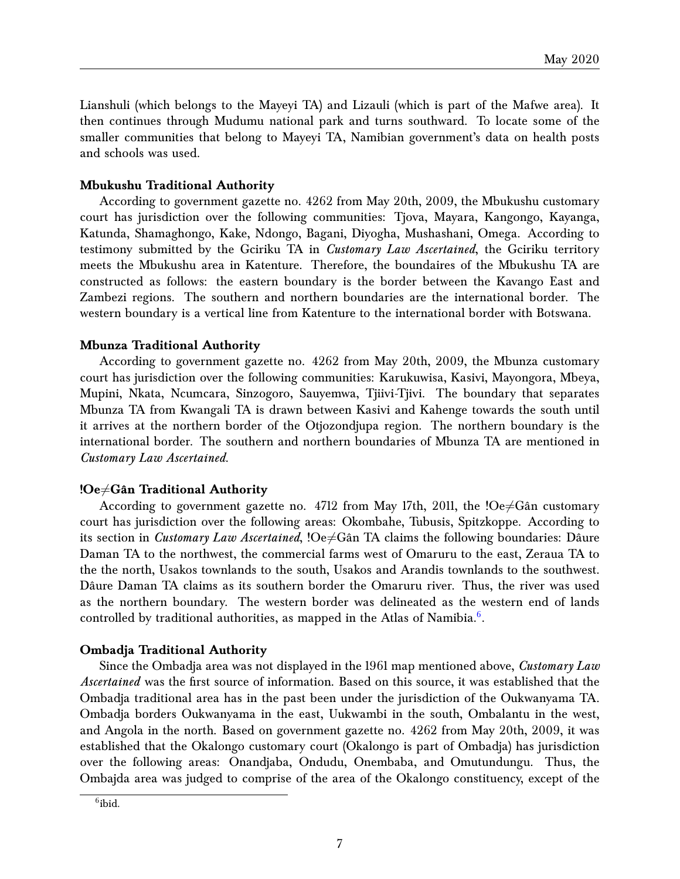Lianshuli (which belongs to the Mayeyi TA) and Lizauli (which is part of the Mafwe area). It then continues through Mudumu national park and turns southward. To locate some of the smaller communities that belong to Mayeyi TA, Namibian government's data on health posts and schools was used.

**Mbukushu Traditional Authority**

According to government gazette no. 4262 from May 20th, 2009, the Mbukushu customary court has jurisdiction over the following communities: Tjova, Mayara, Kangongo, Kayanga, Katunda, Shamaghongo, Kake, Ndongo, Bagani, Diyogha, Mushashani, Omega. According to testimony submitted by the Gciriku TA in *Customary Law Ascertained*, the Gciriku territory meets the Mbukushu area in Katenture. Therefore, the boundaires of the Mbukushu TA are constructed as follows: the eastern boundary is the border between the Kavango East and Zambezi regions. The southern and northern boundaries are the international border. The western boundary is a vertical line from Katenture to the international border with Botswana.

**Mbunza Traditional Authority**

According to government gazette no. 4262 from May 20th, 2009, the Mbunza customary court has jurisdiction over the following communities: Karukuwisa, Kasivi, Mayongora, Mbeya, Mupini, Nkata, Ncumcara, Sinzogoro, Sauyemwa, Tjiivi-Tjivi. The boundary that separates Mbunza TA from Kwangali TA is drawn between Kasivi and Kahenge towards the south until it arrives at the northern border of the Otjozondjupa region. The northern boundary is the international border. The southern and northern boundaries of Mbunza TA are mentioned in *Customary Law Ascertained.*

**!Oe≠Gân Traditional Authority**

According to government gazette no. 4712 from May 17th, 2011, the !Oe≠Gân customary court has jurisdiction over the following areas: Okombahe, Tubusis, Spitzkoppe. According to its section in *Customary Law Ascertained*, !Oe≠Gân TA claims the following boundaries: Dâure Daman TA to the northwest, the commercial farms west of Omaruru to the east, Zeraua TA to the the north, Usakos townlands to the south, Usakos and Arandis townlands to the southwest. Dâure Daman TA claims as its southern border the Omaruru river. Thus, the river was used as the northern boundary. The western border was delineated as the western end of lands controlled by traditional authorities, as mapped in the Atlas of Namibia.[6].

**Ombadja Traditional Authority**

Since the Ombadja area was not displayed in the 1961 map mentioned above, *Customary Law Ascertained* was the first source of information. Based on this source, it was established that the Ombadja traditional area has in the past been under the jurisdiction of the Oukwanyama TA. Ombadja borders Oukwanyama in the east, Uukwambi in the south, Ombalantu in the west, and Angola in the north. Based on government gazette no. 4262 from May 20th, 2009, it was established that the Okalongo customary court (Okalongo is part of Ombadja) has jurisdiction over the following areas: Onandjaba, Ondudu, Onembaba, and Omutundungu. Thus, the Ombajda area was judged to comprise of the area of the Okalongo constituency, except of the

[6] ibid.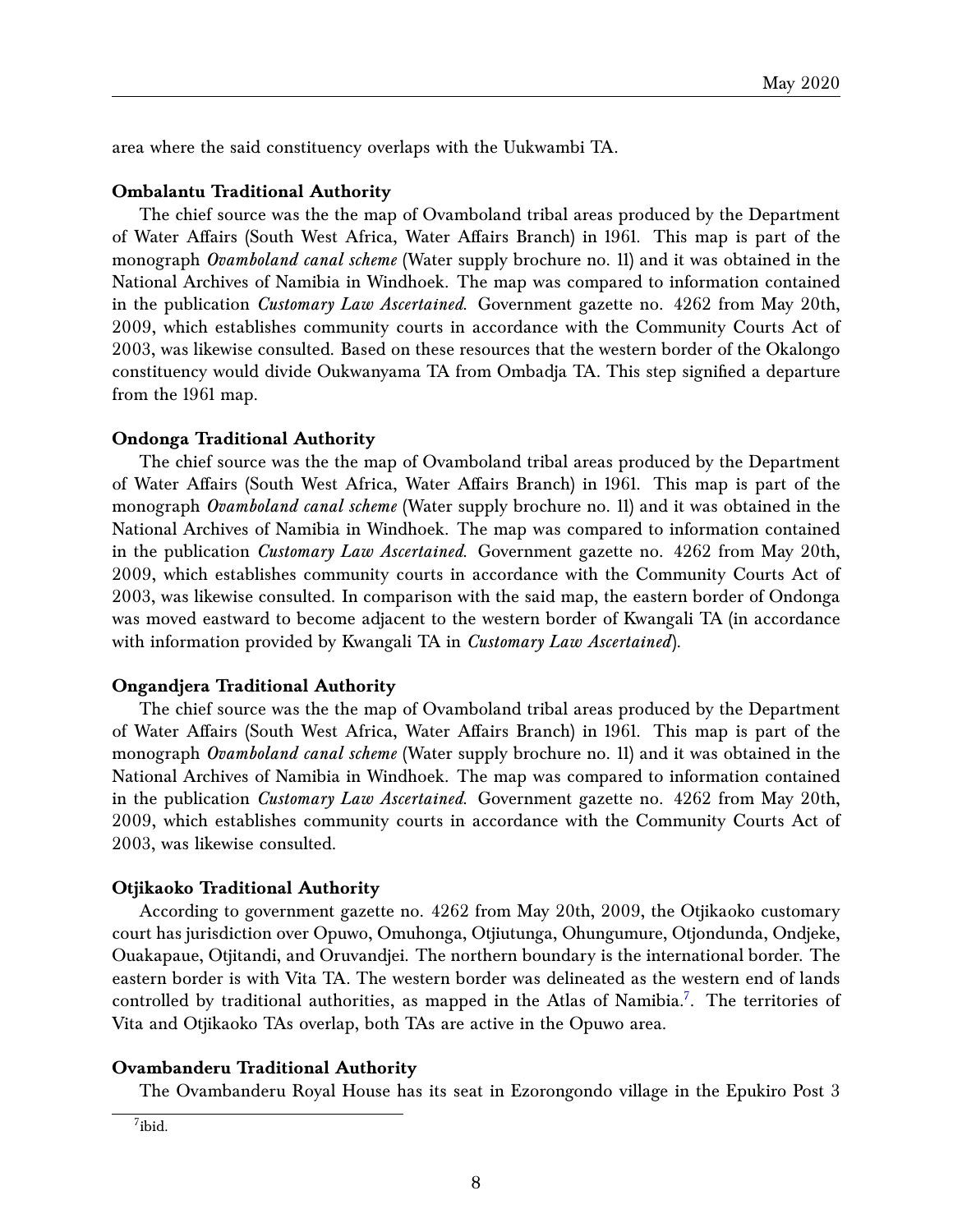area where the said constituency overlaps with the Uukwambi TA.

**Ombalantu Traditional Authority**

The chief source was the the map of Ovamboland tribal areas produced by the Department of Water Affairs (South West Africa, Water Affairs Branch) in 1961. This map is part of the monograph *Ovamboland canal scheme* (Water supply brochure no. 11) and it was obtained in the National Archives of Namibia in Windhoek. The map was compared to information contained in the publication *Customary Law Ascertained*. Government gazette no. 4262 from May 20th, 2009, which establishes community courts in accordance with the Community Courts Act of 2003, was likewise consulted. Based on these resources that the western border of the Okalongo constituency would divide Oukwanyama TA from Ombadja TA. This step signified a departure from the 1961 map.

**Ondonga Traditional Authority**

The chief source was the the map of Ovamboland tribal areas produced by the Department of Water Affairs (South West Africa, Water Affairs Branch) in 1961. This map is part of the monograph *Ovamboland canal scheme* (Water supply brochure no. 11) and it was obtained in the National Archives of Namibia in Windhoek. The map was compared to information contained in the publication *Customary Law Ascertained*. Government gazette no. 4262 from May 20th, 2009, which establishes community courts in accordance with the Community Courts Act of 2003, was likewise consulted. In comparison with the said map, the eastern border of Ondonga was moved eastward to become adjacent to the western border of Kwangali TA (in accordance with information provided by Kwangali TA in *Customary Law Ascertained*).

**Ongandjera Traditional Authority**

The chief source was the the map of Ovamboland tribal areas produced by the Department of Water Affairs (South West Africa, Water Affairs Branch) in 1961. This map is part of the monograph *Ovamboland canal scheme* (Water supply brochure no. 11) and it was obtained in the National Archives of Namibia in Windhoek. The map was compared to information contained in the publication *Customary Law Ascertained*. Government gazette no. 4262 from May 20th, 2009, which establishes community courts in accordance with the Community Courts Act of 2003, was likewise consulted.

**Otjikaoko Traditional Authority**

According to government gazette no. 4262 from May 20th, 2009, the Otjikaoko customary court has jurisdiction over Opuwo, Omuhonga, Otjiutunga, Ohungumure, Otjondunda, Ondjeke, Ouakapaue, Otjitandi, and Oruvandjei. The northern boundary is the international border. The eastern border is with Vita TA. The western border was delineated as the western end of lands controlled by traditional authorities, as mapped in the Atlas of Namibia.[7]. The territories of Vita and Otjikaoko TAs overlap, both TAs are active in the Opuwo area.

**Ovambanderu Traditional Authority**

The Ovambanderu Royal House has its seat in Ezorongondo village in the Epukiro Post 3

[7] ibid.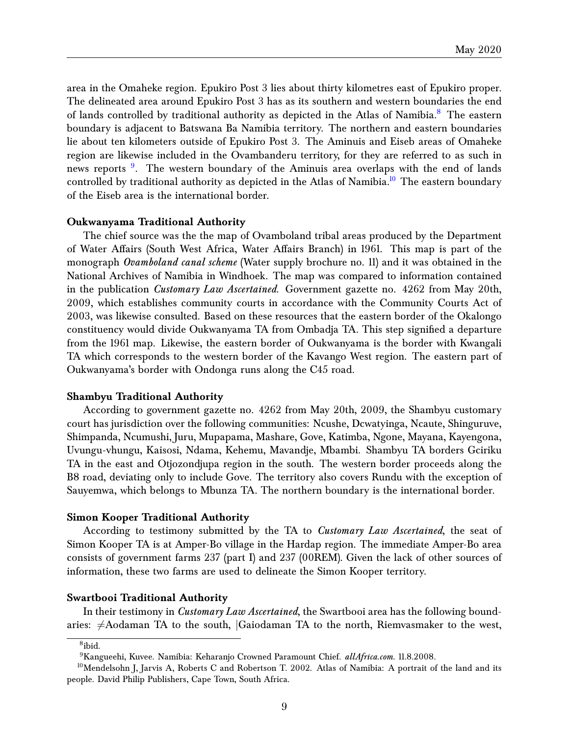area in the Omaheke region. Epukiro Post 3 lies about thirty kilometres east of Epukiro proper. The delineated area around Epukiro Post 3 has as its southern and western boundaries the end of lands controlled by traditional authority as depicted in the Atlas of Namibia.[8] The eastern boundary is adjacent to Batswana Ba Namibia territory. The northern and eastern boundaries lie about ten kilometers outside of Epukiro Post 3. The Aminuis and Eiseb areas of Omaheke region are likewise included in the Ovambanderu territory, for they are referred to as such in news reports [9]. The western boundary of the Aminuis area overlaps with the end of lands controlled by traditional authority as depicted in the Atlas of Namibia.[10] The eastern boundary of the Eiseb area is the international border.

**Oukwanyama Traditional Authority**

The chief source was the the map of Ovamboland tribal areas produced by the Department of Water Affairs (South West Africa, Water Affairs Branch) in 1961. This map is part of the monograph *Ovamboland canal scheme* (Water supply brochure no. 11) and it was obtained in the National Archives of Namibia in Windhoek. The map was compared to information contained in the publication *Customary Law Ascertained*. Government gazette no. 4262 from May 20th, 2009, which establishes community courts in accordance with the Community Courts Act of 2003, was likewise consulted. Based on these resources that the eastern border of the Okalongo constituency would divide Oukwanyama TA from Ombadja TA. This step signified a departure from the 1961 map. Likewise, the eastern border of Oukwanyama is the border with Kwangali TA which corresponds to the western border of the Kavango West region. The eastern part of Oukwanyama's border with Ondonga runs along the C45 road.

**Shambyu Traditional Authority**

According to government gazette no. 4262 from May 20th, 2009, the Shambyu customary court has jurisdiction over the following communities: Ncushe, Dcwatyinga, Ncaute, Shinguruve, Shimpanda, Ncumushi, Juru, Mupapama, Mashare, Gove, Katimba, Ngone, Mayana, Kayengona, Uvungu-vhungu, Kaisosi, Ndama, Kehemu, Mavandje, Mbambi. Shambyu TA borders Gciriku TA in the east and Otjozondjupa region in the south. The western border proceeds along the B8 road, deviating only to include Gove. The territory also covers Rundu with the exception of Sauyemwa, which belongs to Mbunza TA. The northern boundary is the international border.

**Simon Kooper Traditional Authority**

According to testimony submitted by the TA to *Customary Law Ascertained*, the seat of Simon Kooper TA is at Amper-Bo village in the Hardap region. The immediate Amper-Bo area consists of government farms 237 (part I) and 237 (00REM). Given the lack of other sources of information, these two farms are used to delineate the Simon Kooper territory.

**Swartbooi Traditional Authority**

In their testimony in *Customary Law Ascertained*, the Swartbooi area has the following boundaries: ≠Aodaman TA to the south, |Gaiodaman TA to the north, Riemvasmaker to the west,

[8] ibid.

[9] Kangueehi, Kuvee. Namibia: Keharanjo Crowned Paramount Chief. *allAfrica.com*. 11.8.2008.

[10] Mendelsohn J, Jarvis A, Roberts C and Robertson T. 2002. Atlas of Namibia: A portrait of the land and its people. David Philip Publishers, Cape Town, South Africa.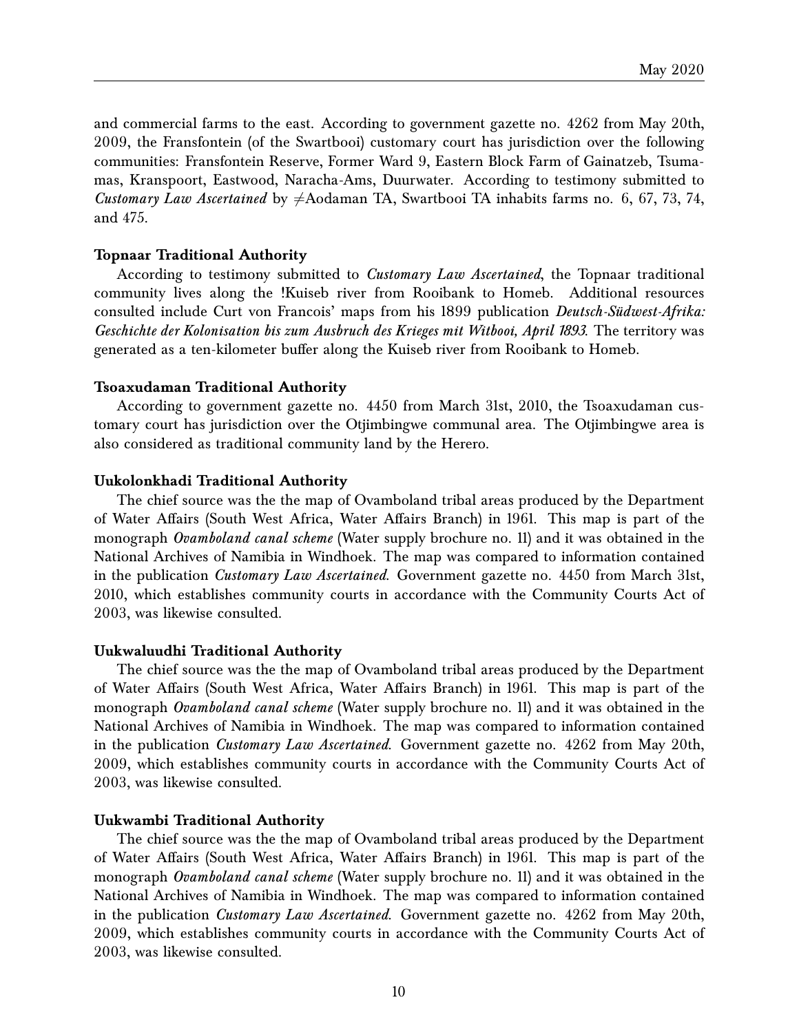and commercial farms to the east. According to government gazette no. 4262 from May 20th, 2009, the Fransfontein (of the Swartbooi) customary court has jurisdiction over the following communities: Fransfontein Reserve, Former Ward 9, Eastern Block Farm of Gainatzeb, Tsumamas, Kranspoort, Eastwood, Naracha-Ams, Duurwater. According to testimony submitted to *Customary Law Ascertained* by ≠Aodaman TA, Swartbooi TA inhabits farms no. 6, 67, 73, 74, and 475.

**Topnaar Traditional Authority**

According to testimony submitted to *Customary Law Ascertained*, the Topnaar traditional community lives along the !Kuiseb river from Rooibank to Homeb. Additional resources consulted include Curt von Francois' maps from his 1899 publication *Deutsch-Südwest-Afrika: Geschichte der Kolonisation bis zum Ausbruch des Krieges mit Witbooi, April 1893.* The territory was generated as a ten-kilometer buffer along the Kuiseb river from Rooibank to Homeb.

**Tsoaxudaman Traditional Authority**

According to government gazette no. 4450 from March 31st, 2010, the Tsoaxudaman customary court has jurisdiction over the Otjimbingwe communal area. The Otjimbingwe area is also considered as traditional community land by the Herero.

**Uukolonkhadi Traditional Authority**

The chief source was the the map of Ovamboland tribal areas produced by the Department of Water Affairs (South West Africa, Water Affairs Branch) in 1961. This map is part of the monograph *Ovamboland canal scheme* (Water supply brochure no. 11) and it was obtained in the National Archives of Namibia in Windhoek. The map was compared to information contained in the publication *Customary Law Ascertained.* Government gazette no. 4450 from March 31st, 2010, which establishes community courts in accordance with the Community Courts Act of 2003, was likewise consulted.

**Uukwaluudhi Traditional Authority**

The chief source was the the map of Ovamboland tribal areas produced by the Department of Water Affairs (South West Africa, Water Affairs Branch) in 1961. This map is part of the monograph *Ovamboland canal scheme* (Water supply brochure no. 11) and it was obtained in the National Archives of Namibia in Windhoek. The map was compared to information contained in the publication *Customary Law Ascertained.* Government gazette no. 4262 from May 20th, 2009, which establishes community courts in accordance with the Community Courts Act of 2003, was likewise consulted.

**Uukwambi Traditional Authority**

The chief source was the the map of Ovamboland tribal areas produced by the Department of Water Affairs (South West Africa, Water Affairs Branch) in 1961. This map is part of the monograph *Ovamboland canal scheme* (Water supply brochure no. 11) and it was obtained in the National Archives of Namibia in Windhoek. The map was compared to information contained in the publication *Customary Law Ascertained.* Government gazette no. 4262 from May 20th, 2009, which establishes community courts in accordance with the Community Courts Act of 2003, was likewise consulted.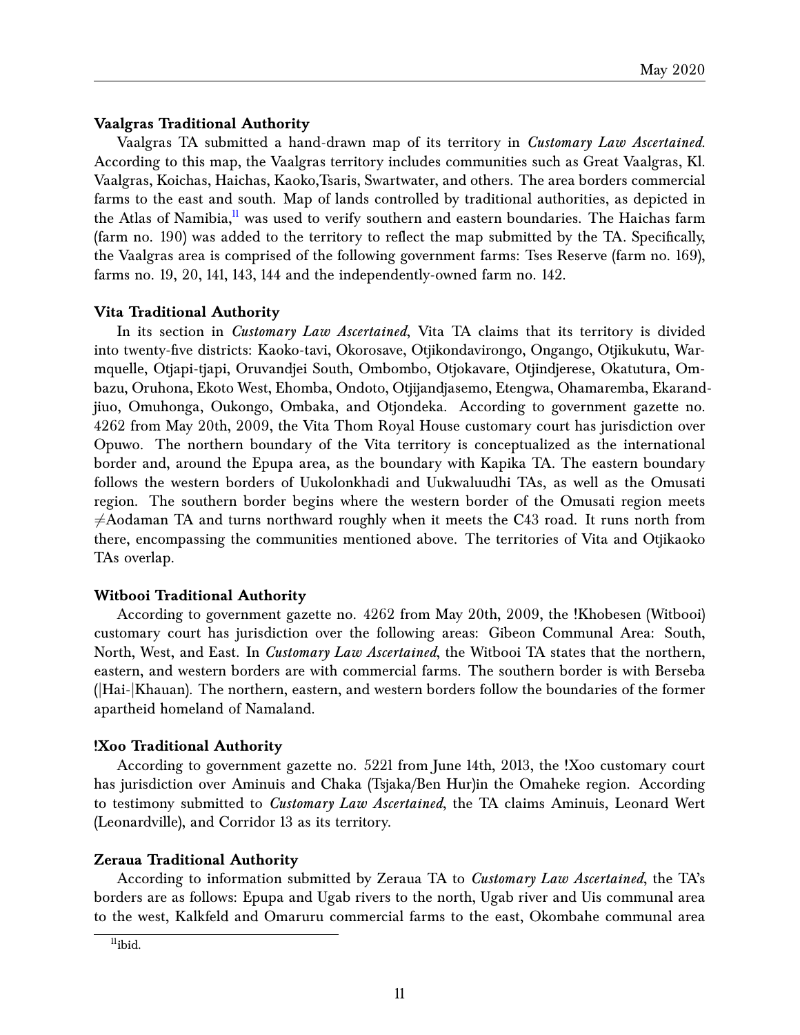**Vaalgras Traditional Authority**

Vaalgras TA submitted a hand-drawn map of its territory in *Customary Law Ascertained*. According to this map, the Vaalgras territory includes communities such as Great Vaalgras, Kl. Vaalgras, Koichas, Haichas, Kaoko,Tsaris, Swartwater, and others. The area borders commercial farms to the east and south. Map of lands controlled by traditional authorities, as depicted in the Atlas of Namibia,[11] was used to verify southern and eastern boundaries. The Haichas farm (farm no. 190) was added to the territory to reflect the map submitted by the TA. Specifically, the Vaalgras area is comprised of the following government farms: Tses Reserve (farm no. 169), farms no. 19, 20, 141, 143, 144 and the independently-owned farm no. 142.

**Vita Traditional Authority**

In its section in *Customary Law Ascertained*, Vita TA claims that its territory is divided into twenty-five districts: Kaoko-tavi, Okorosave, Otjikondavirongo, Ongango, Otjikukutu, Warmquelle, Otjapi-tjapi, Oruvandjei South, Ombombo, Otjokavare, Otjindjerese, Okatutura, Ombazu, Oruhona, Ekoto West, Ehomba, Ondoto, Otjijandjasemo, Etengwa, Ohamaremba, Ekarandjiuo, Omuhonga, Oukongo, Ombaka, and Otjondeka. According to government gazette no. 4262 from May 20th, 2009, the Vita Thom Royal House customary court has jurisdiction over Opuwo. The northern boundary of the Vita territory is conceptualized as the international border and, around the Epupa area, as the boundary with Kapika TA. The eastern boundary follows the western borders of Uukolonkhadi and Uukwaluudhi TAs, as well as the Omusati region. The southern border begins where the western border of the Omusati region meets ≠Aodaman TA and turns northward roughly when it meets the C43 road. It runs north from there, encompassing the communities mentioned above. The territories of Vita and Otjikaoko TAs overlap.

**Witbooi Traditional Authority**

According to government gazette no. 4262 from May 20th, 2009, the !Khobesen (Witbooi) customary court has jurisdiction over the following areas: Gibeon Communal Area: South, North, West, and East. In *Customary Law Ascertained*, the Witbooi TA states that the northern, eastern, and western borders are with commercial farms. The southern border is with Berseba (|Hai-|Khauan). The northern, eastern, and western borders follow the boundaries of the former apartheid homeland of Namaland.

**!Xoo Traditional Authority**

According to government gazette no. 5221 from June 14th, 2013, the !Xoo customary court has jurisdiction over Aminuis and Chaka (Tsjaka/Ben Hur)in the Omaheke region. According to testimony submitted to *Customary Law Ascertained*, the TA claims Aminuis, Leonard Wert (Leonardville), and Corridor 13 as its territory.

**Zeraua Traditional Authority**

According to information submitted by Zeraua TA to *Customary Law Ascertained*, the TA's borders are as follows: Epupa and Ugab rivers to the north, Ugab river and Uis communal area to the west, Kalkfeld and Omaruru commercial farms to the east, Okombahe communal area

[11] ibid.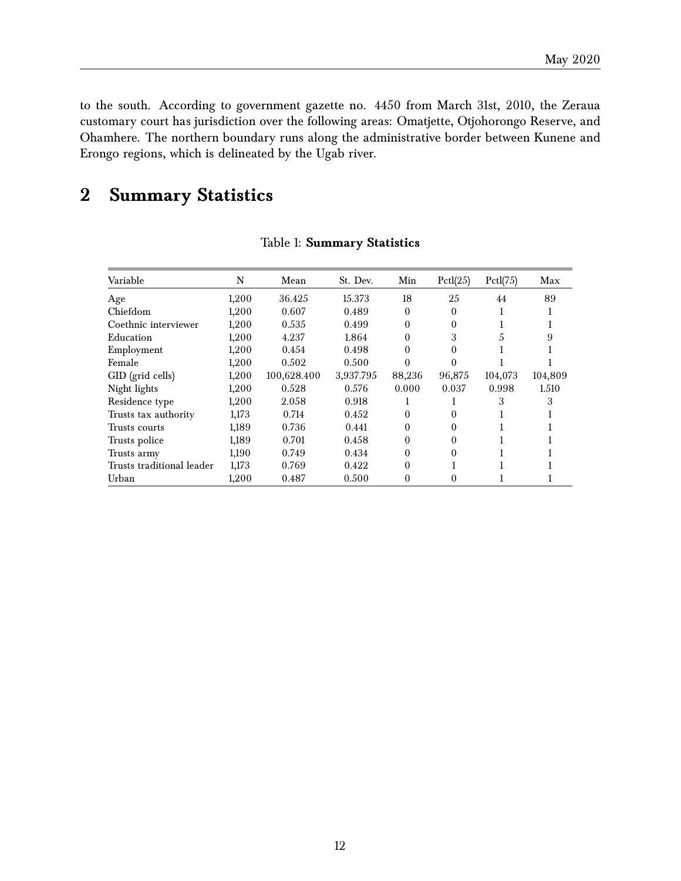to the south. According to government gazette no. 4450 from March 31st, 2010, the Zeraua customary court has jurisdiction over the following areas: Omatjette, Otjohorongo Reserve, and Ohamhere. The northern boundary runs along the administrative border between Kunene and Erongo regions, which is delineated by the Ugab river.

# 2 Summary Statistics

Table 1: **Summary Statistics**

| Variable | N | Mean | St. Dev. | Min | Pctl(25) | Pctl(75) | Max |
|---|---|---|---|---|---|---|---|
| Age | 1,200 | 36.425 | 15.373 | 18 | 25 | 44 | 89 |
| Chiefdom | 1,200 | 0.607 | 0.489 | 0 | 0 | 1 | 1 |
| Coethnic interviewer | 1,200 | 0.535 | 0.499 | 0 | 0 | 1 | 1 |
| Education | 1,200 | 4.237 | 1.864 | 0 | 3 | 5 | 9 |
| Employment | 1,200 | 0.454 | 0.498 | 0 | 0 | 1 | 1 |
| Female | 1,200 | 0.502 | 0.500 | 0 | 0 | 1 | 1 |
| GID (grid cells) | 1,200 | 100,628.400 | 3,937.795 | 88,236 | 96,875 | 104,073 | 104,809 |
| Night lights | 1,200 | 0.528 | 0.576 | 0.000 | 0.037 | 0.998 | 1.510 |
| Residence type | 1,200 | 2.058 | 0.918 | 1 | 1 | 3 | 3 |
| Trusts tax authority | 1,173 | 0.714 | 0.452 | 0 | 0 | 1 | 1 |
| Trusts courts | 1,189 | 0.736 | 0.441 | 0 | 0 | 1 | 1 |
| Trusts police | 1,189 | 0.701 | 0.458 | 0 | 0 | 1 | 1 |
| Trusts army | 1,190 | 0.749 | 0.434 | 0 | 0 | 1 | 1 |
| Trusts traditional leader | 1,173 | 0.769 | 0.422 | 0 | 1 | 1 | 1 |
| Urban | 1,200 | 0.487 | 0.500 | 0 | 0 | 1 | 1 |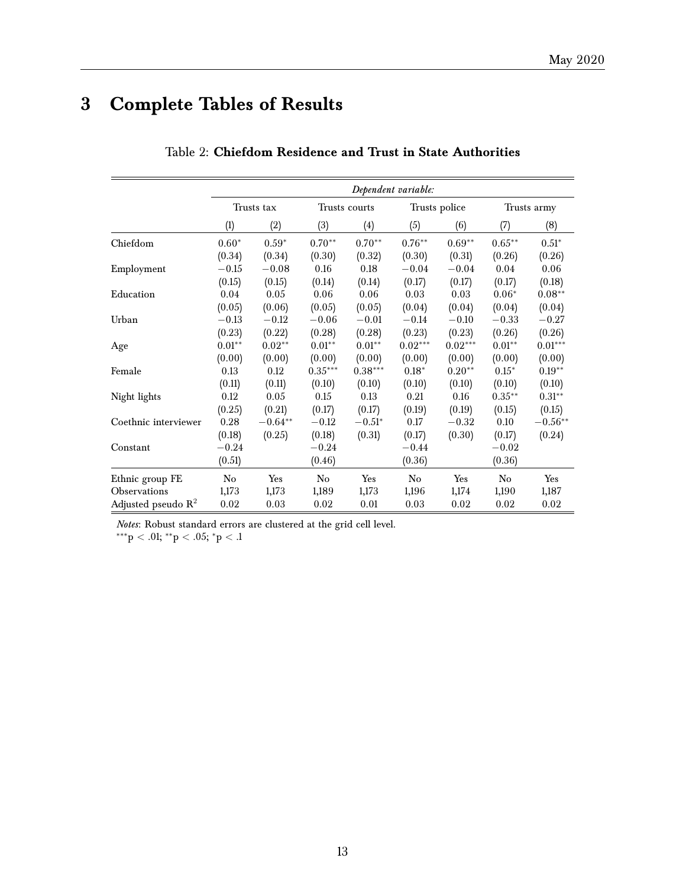# 3 Complete Tables of Results

Table 2: **Chiefdom Residence and Trust in State Authorities**

| | *Dependent variable:* | | | | | | | |
|---|---|---|---|---|---|---|---|---|
| | Trusts tax | | Trusts courts | | Trusts police | | Trusts army | |
| | (1) | (2) | (3) | (4) | (5) | (6) | (7) | (8) |
| Chiefdom | $0.60^{*}$ | $0.59^{*}$ | $0.70^{**}$ | $0.70^{**}$ | $0.76^{**}$ | $0.69^{**}$ | $0.65^{**}$ | $0.51^{*}$ |
| | (0.34) | (0.34) | (0.30) | (0.32) | (0.30) | (0.31) | (0.26) | (0.26) |
| Employment | $-0.15$ | $-0.08$ | 0.16 | 0.18 | $-0.04$ | $-0.04$ | 0.04 | 0.06 |
| | (0.15) | (0.15) | (0.14) | (0.14) | (0.17) | (0.17) | (0.17) | (0.18) |
| Education | 0.04 | 0.05 | 0.06 | 0.06 | 0.03 | 0.03 | $0.06^{*}$ | $0.08^{**}$ |
| | (0.05) | (0.06) | (0.05) | (0.05) | (0.04) | (0.04) | (0.04) | (0.04) |
| Urban | $-0.13$ | $-0.12$ | $-0.06$ | $-0.01$ | $-0.14$ | $-0.10$ | $-0.33$ | $-0.27$ |
| | (0.23) | (0.22) | (0.28) | (0.28) | (0.23) | (0.23) | (0.26) | (0.26) |
| Age | $0.01^{**}$ | $0.02^{**}$ | $0.01^{**}$ | $0.01^{**}$ | $0.02^{***}$ | $0.02^{***}$ | $0.01^{**}$ | $0.01^{***}$ |
| | (0.00) | (0.00) | (0.00) | (0.00) | (0.00) | (0.00) | (0.00) | (0.00) |
| Female | 0.13 | 0.12 | $0.35^{***}$ | $0.38^{***}$ | $0.18^{*}$ | $0.20^{**}$ | $0.15^{*}$ | $0.19^{**}$ |
| | (0.11) | (0.11) | (0.10) | (0.10) | (0.10) | (0.10) | (0.10) | (0.10) |
| Night lights | 0.12 | 0.05 | 0.15 | 0.13 | 0.21 | 0.16 | $0.35^{**}$ | $0.31^{**}$ |
| | (0.25) | (0.21) | (0.17) | (0.17) | (0.19) | (0.19) | (0.15) | (0.15) |
| Coethnic interviewer | 0.28 | $-0.64^{**}$ | $-0.12$ | $-0.51^{*}$ | 0.17 | $-0.32$ | 0.10 | $-0.56^{**}$ |
| | (0.18) | (0.25) | (0.18) | (0.31) | (0.17) | (0.30) | (0.17) | (0.24) |
| Constant | $-0.24$ | | $-0.24$ | | $-0.44$ | | $-0.02$ | |
| | (0.51) | | (0.46) | | (0.36) | | (0.36) | |
| Ethnic group FE | No | Yes | No | Yes | No | Yes | No | Yes |
| Observations | 1,173 | 1,173 | 1,189 | 1,173 | 1,196 | 1,174 | 1,190 | 1,187 |
| Adjusted pseudo $R^2$ | 0.02 | 0.03 | 0.02 | 0.01 | 0.03 | 0.02 | 0.02 | 0.02 |

*Notes*: Robust standard errors are clustered at the grid cell level.
$^{***}p < .01$; $^{**}p < .05$; $^{*}p < .1$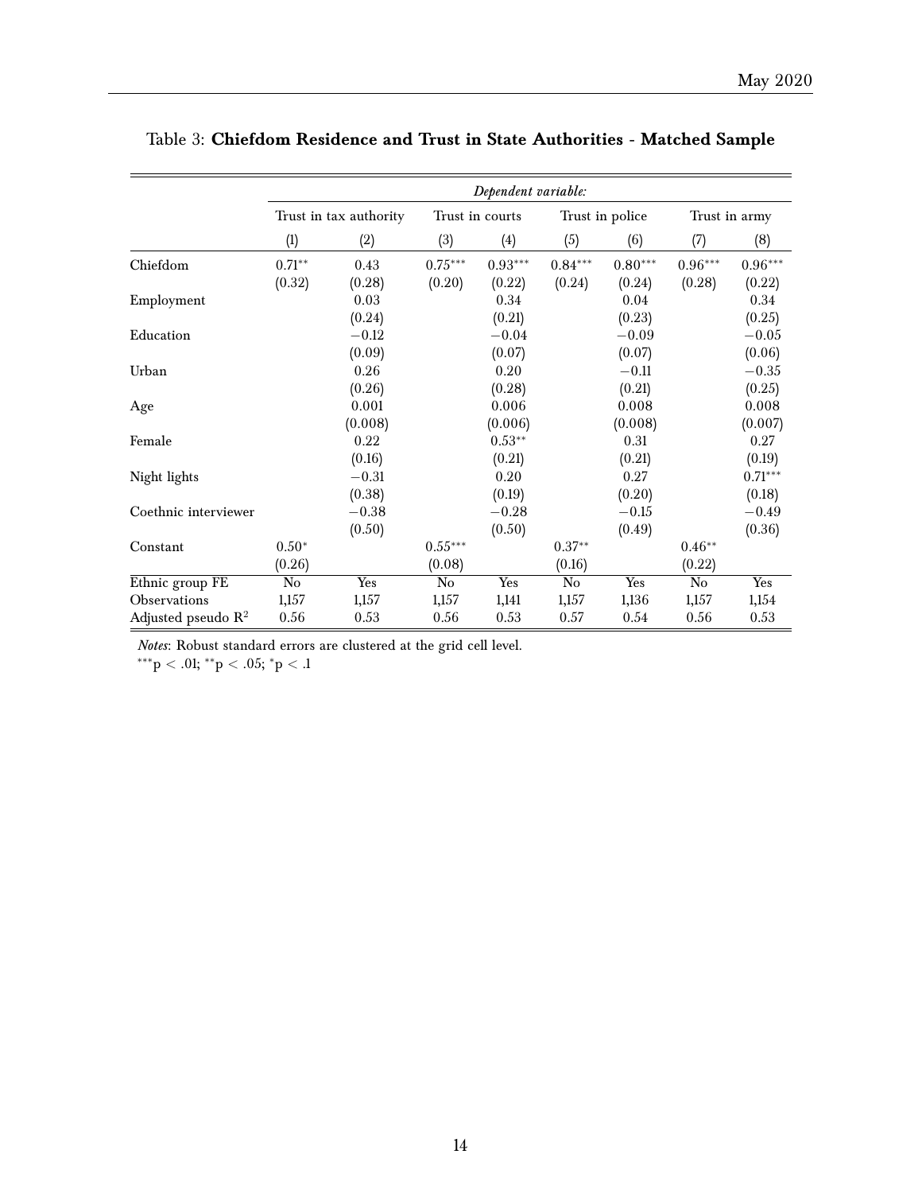Table 3: **Chiefdom Residence and Trust in State Authorities - Matched Sample**

| | *Dependent variable:* | | | | | | | |
|---|---|---|---|---|---|---|---|---|
| | Trust in tax authority | | Trust in courts | | Trust in police | | Trust in army | |
| | (1) | (2) | (3) | (4) | (5) | (6) | (7) | (8) |
| Chiefdom | $0.71^{**}$ | 0.43 | $0.75^{***}$ | $0.93^{***}$ | $0.84^{***}$ | $0.80^{***}$ | $0.96^{***}$ | $0.96^{***}$ |
| | (0.32) | (0.28) | (0.20) | (0.22) | (0.24) | (0.24) | (0.28) | (0.22) |
| Employment | | 0.03 | | 0.34 | | 0.04 | | 0.34 |
| | | (0.24) | | (0.21) | | (0.23) | | (0.25) |
| Education | | $-0.12$ | | $-0.04$ | | $-0.09$ | | $-0.05$ |
| | | (0.09) | | (0.07) | | (0.07) | | (0.06) |
| Urban | | 0.26 | | 0.20 | | $-0.11$ | | $-0.35$ |
| | | (0.26) | | (0.28) | | (0.21) | | (0.25) |
| Age | | 0.001 | | 0.006 | | 0.008 | | 0.008 |
| | | (0.008) | | (0.006) | | (0.008) | | (0.007) |
| Female | | 0.22 | | $0.53^{**}$ | | 0.31 | | 0.27 |
| | | (0.16) | | (0.21) | | (0.21) | | (0.19) |
| Night lights | | $-0.31$ | | 0.20 | | 0.27 | | $0.71^{***}$ |
| | | (0.38) | | (0.19) | | (0.20) | | (0.18) |
| Coethnic interviewer | | $-0.38$ | | $-0.28$ | | $-0.15$ | | $-0.49$ |
| | | (0.50) | | (0.50) | | (0.49) | | (0.36) |
| Constant | $0.50^{*}$ | | $0.55^{***}$ | | $0.37^{**}$ | | $0.46^{**}$ | |
| | (0.26) | | (0.08) | | (0.16) | | (0.22) | |
| Ethnic group FE | No | Yes | No | Yes | No | Yes | No | Yes |
| Observations | 1,157 | 1,157 | 1,157 | 1,141 | 1,157 | 1,136 | 1,157 | 1,154 |
| Adjusted pseudo $R^2$ | 0.56 | 0.53 | 0.56 | 0.53 | 0.57 | 0.54 | 0.56 | 0.53 |

*Notes*: Robust standard errors are clustered at the grid cell level.
$^{***}p < .01$; $^{**}p < .05$; $^{*}p < .1$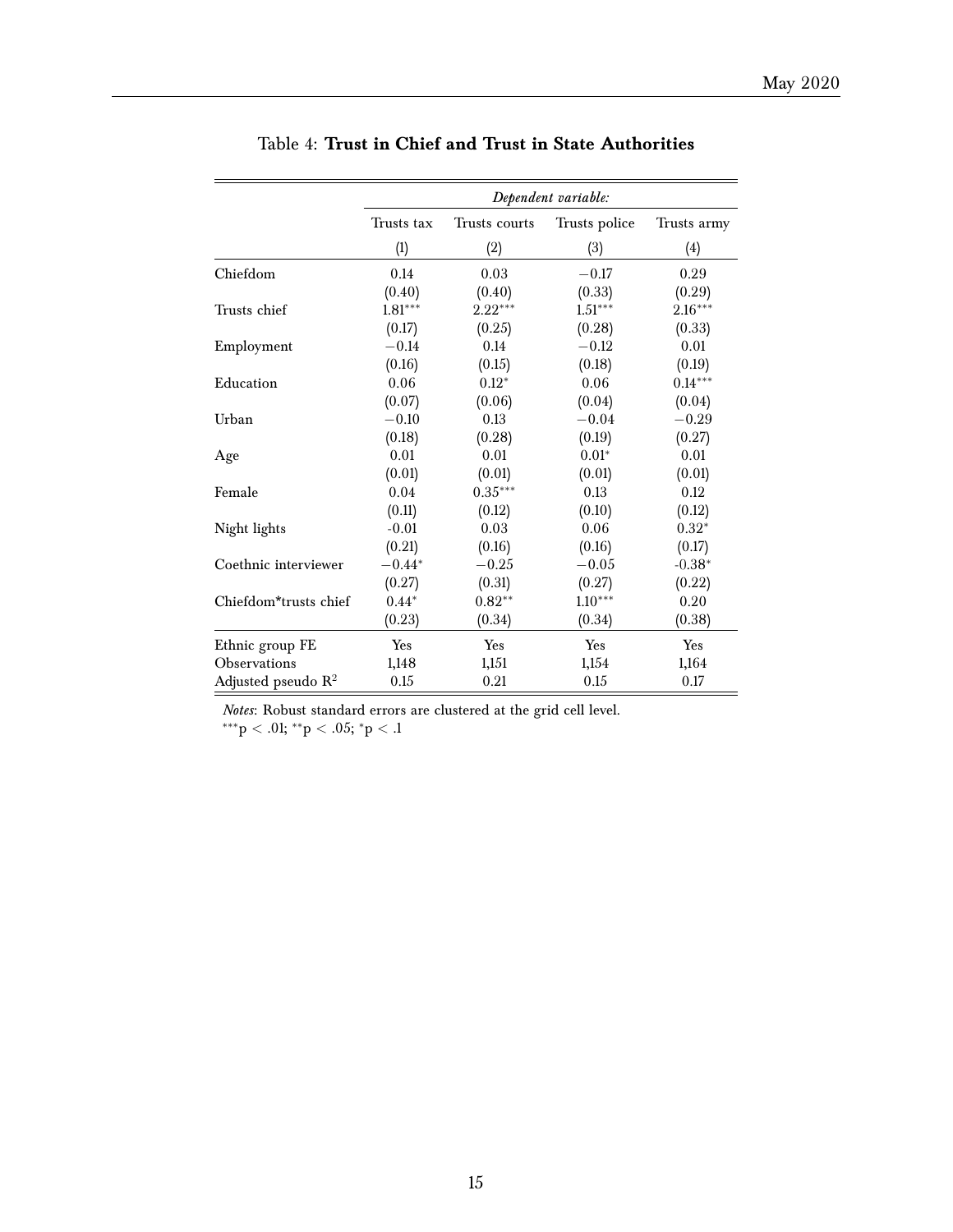Table 4: **Trust in Chief and Trust in State Authorities**

| | *Dependent variable:* | | | |
|---|---|---|---|---|
| | Trusts tax | Trusts courts | Trusts police | Trusts army |
| | (1) | (2) | (3) | (4) |
| Chiefdom | 0.14 | 0.03 | −0.17 | 0.29 |
| | (0.40) | (0.40) | (0.33) | (0.29) |
| Trusts chief | 1.81*** | 2.22*** | 1.51*** | 2.16*** |
| | (0.17) | (0.25) | (0.28) | (0.33) |
| Employment | −0.14 | 0.14 | −0.12 | 0.01 |
| | (0.16) | (0.15) | (0.18) | (0.19) |
| Education | 0.06 | 0.12* | 0.06 | 0.14*** |
| | (0.07) | (0.06) | (0.04) | (0.04) |
| Urban | −0.10 | 0.13 | −0.04 | −0.29 |
| | (0.18) | (0.28) | (0.19) | (0.27) |
| Age | 0.01 | 0.01 | 0.01* | 0.01 |
| | (0.01) | (0.01) | (0.01) | (0.01) |
| Female | 0.04 | 0.35*** | 0.13 | 0.12 |
| | (0.11) | (0.12) | (0.10) | (0.12) |
| Night lights | -0.01 | 0.03 | 0.06 | 0.32* |
| | (0.21) | (0.16) | (0.16) | (0.17) |
| Coethnic interviewer | −0.44* | −0.25 | −0.05 | -0.38* |
| | (0.27) | (0.31) | (0.27) | (0.22) |
| Chiefdom*trusts chief | 0.44* | 0.82** | 1.10*** | 0.20 |
| | (0.23) | (0.34) | (0.34) | (0.38) |
| Ethnic group FE | Yes | Yes | Yes | Yes |
| Observations | 1,148 | 1,151 | 1,154 | 1,164 |
| Adjusted pseudo $R^2$ | 0.15 | 0.21 | 0.15 | 0.17 |

*Notes*: Robust standard errors are clustered at the grid cell level.
***p < .01; **p < .05; *p < .1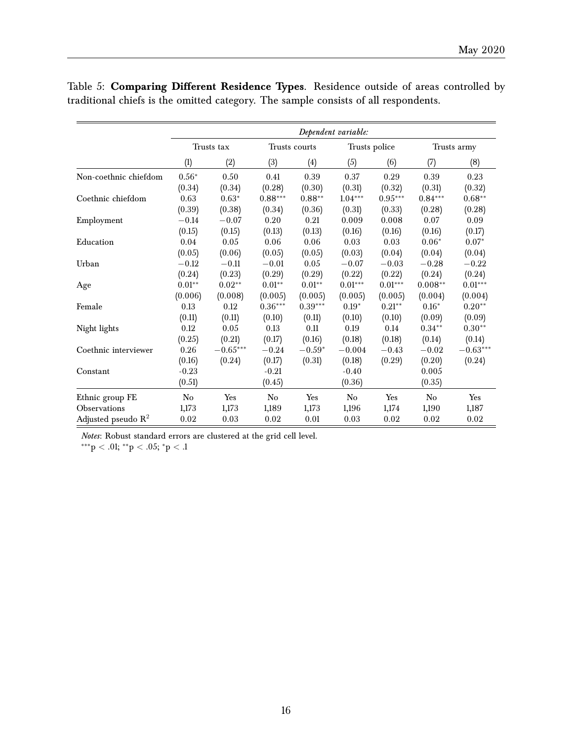Table 5: **Comparing Different Residence Types**. Residence outside of areas controlled by traditional chiefs is the omitted category. The sample consists of all respondents.

| | *Dependent variable:* | | | | | | | |
|---|---|---|---|---|---|---|---|---|
| | Trusts tax | | Trusts courts | | Trusts police | | Trusts army | |
| | (1) | (2) | (3) | (4) | (5) | (6) | (7) | (8) |
| Non-coethnic chiefdom | $0.56^{*}$ | 0.50 | 0.41 | 0.39 | 0.37 | 0.29 | 0.39 | 0.23 |
| | (0.34) | (0.34) | (0.28) | (0.30) | (0.31) | (0.32) | (0.31) | (0.32) |
| Coethnic chiefdom | 0.63 | $0.63^{*}$ | $0.88^{***}$ | $0.88^{**}$ | $1.04^{***}$ | $0.95^{***}$ | $0.84^{***}$ | $0.68^{**}$ |
| | (0.39) | (0.38) | (0.34) | (0.36) | (0.31) | (0.33) | (0.28) | (0.28) |
| Employment | $-0.14$ | $-0.07$ | 0.20 | 0.21 | 0.009 | 0.008 | 0.07 | 0.09 |
| | (0.15) | (0.15) | (0.13) | (0.13) | (0.16) | (0.16) | (0.16) | (0.17) |
| Education | 0.04 | 0.05 | 0.06 | 0.06 | 0.03 | 0.03 | $0.06^{*}$ | $0.07^{*}$ |
| | (0.05) | (0.06) | (0.05) | (0.05) | (0.03) | (0.04) | (0.04) | (0.04) |
| Urban | $-0.12$ | $-0.11$ | $-0.01$ | 0.05 | $-0.07$ | $-0.03$ | $-0.28$ | $-0.22$ |
| | (0.24) | (0.23) | (0.29) | (0.29) | (0.22) | (0.22) | (0.24) | (0.24) |
| Age | $0.01^{**}$ | $0.02^{**}$ | $0.01^{**}$ | $0.01^{**}$ | $0.01^{***}$ | $0.01^{***}$ | $0.008^{**}$ | $0.01^{***}$ |
| | (0.006) | (0.008) | (0.005) | (0.005) | (0.005) | (0.005) | (0.004) | (0.004) |
| Female | 0.13 | 0.12 | $0.36^{***}$ | $0.39^{***}$ | $0.19^{*}$ | $0.21^{**}$ | $0.16^{*}$ | $0.20^{**}$ |
| | (0.11) | (0.11) | (0.10) | (0.11) | (0.10) | (0.10) | (0.09) | (0.09) |
| Night lights | 0.12 | 0.05 | 0.13 | 0.11 | 0.19 | 0.14 | $0.34^{**}$ | $0.30^{**}$ |
| | (0.25) | (0.21) | (0.17) | (0.16) | (0.18) | (0.18) | (0.14) | (0.14) |
| Coethnic interviewer | 0.26 | $-0.65^{***}$ | $-0.24$ | $-0.59^{*}$ | $-0.004$ | $-0.43$ | $-0.02$ | $-0.63^{***}$ |
| | (0.16) | (0.24) | (0.17) | (0.31) | (0.18) | (0.29) | (0.20) | (0.24) |
| Constant | -0.23 | | -0.21 | | -0.40 | | 0.005 | |
| | (0.51) | | (0.45) | | (0.36) | | (0.35) | |
| Ethnic group FE | No | Yes | No | Yes | No | Yes | No | Yes |
| Observations | 1,173 | 1,173 | 1,189 | 1,173 | 1,196 | 1,174 | 1,190 | 1,187 |
| Adjusted pseudo $R^2$ | 0.02 | 0.03 | 0.02 | 0.01 | 0.03 | 0.02 | 0.02 | 0.02 |

*Notes*: Robust standard errors are clustered at the grid cell level.
$^{***}p < .01$; $^{**}p < .05$; $^{*}p < .1$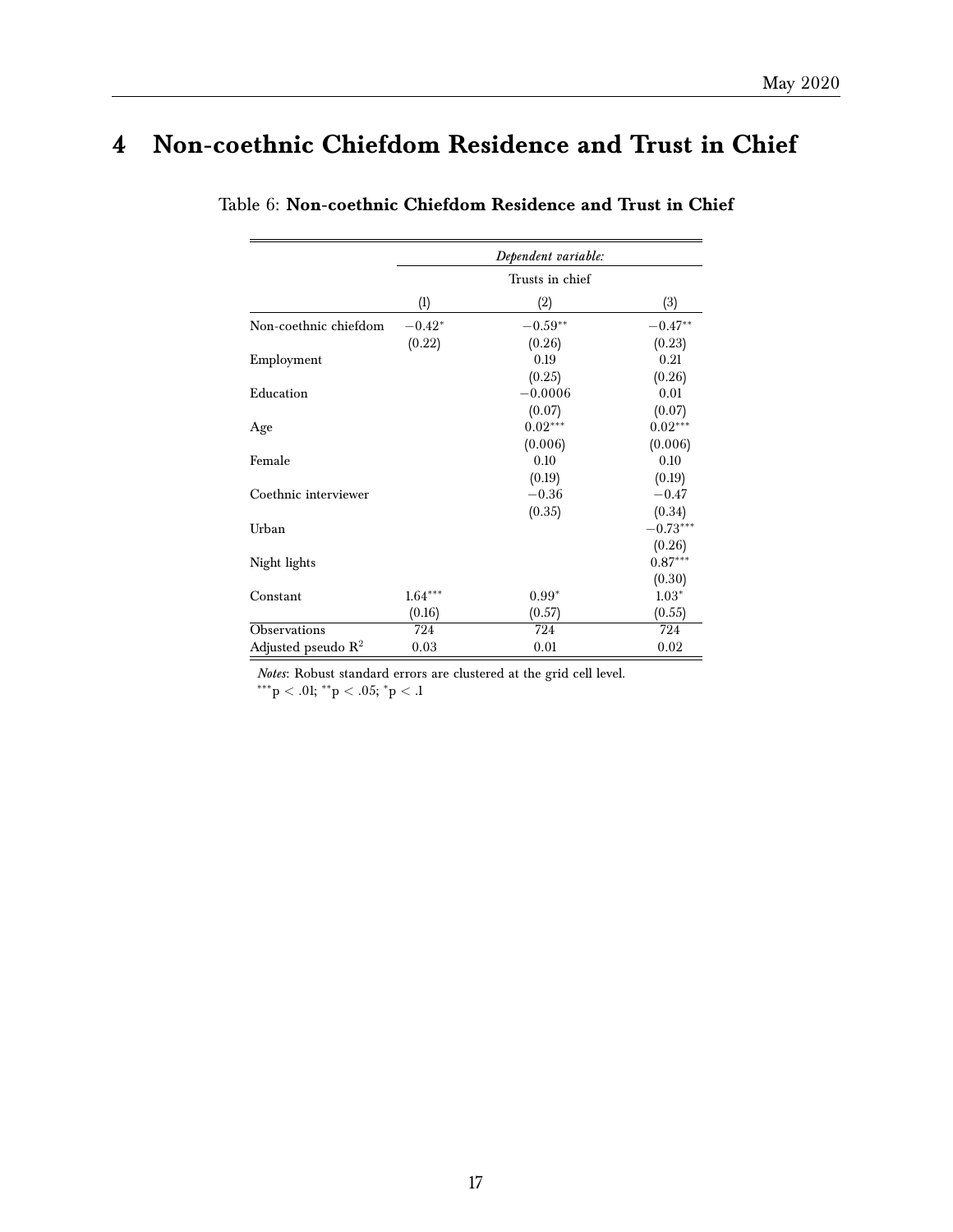# 4 Non-coethnic Chiefdom Residence and Trust in Chief

Table 6: **Non-coethnic Chiefdom Residence and Trust in Chief**

| | *Dependent variable:* | | |
|---|---|---|---|
| | Trusts in chief | | |
| | (1) | (2) | (3) |
| Non-coethnic chiefdom | $-0.42^{*}$ | $-0.59^{**}$ | $-0.47^{**}$ |
| | (0.22) | (0.26) | (0.23) |
| Employment | | 0.19 | 0.21 |
| | | (0.25) | (0.26) |
| Education | | $-0.0006$ | 0.01 |
| | | (0.07) | (0.07) |
| Age | | $0.02^{***}$ | $0.02^{***}$ |
| | | (0.006) | (0.006) |
| Female | | 0.10 | 0.10 |
| | | (0.19) | (0.19) |
| Coethnic interviewer | | $-0.36$ | $-0.47$ |
| | | (0.35) | (0.34) |
| Urban | | | $-0.73^{***}$ |
| | | | (0.26) |
| Night lights | | | $0.87^{***}$ |
| | | | (0.30) |
| Constant | $1.64^{***}$ | $0.99^{*}$ | $1.03^{*}$ |
| | (0.16) | (0.57) | (0.55) |
| Observations | 724 | 724 | 724 |
| Adjusted pseudo $R^2$ | 0.03 | 0.01 | 0.02 |

*Notes*: Robust standard errors are clustered at the grid cell level.
$^{***}p < .01$; $^{**}p < .05$; $^{*}p < .1$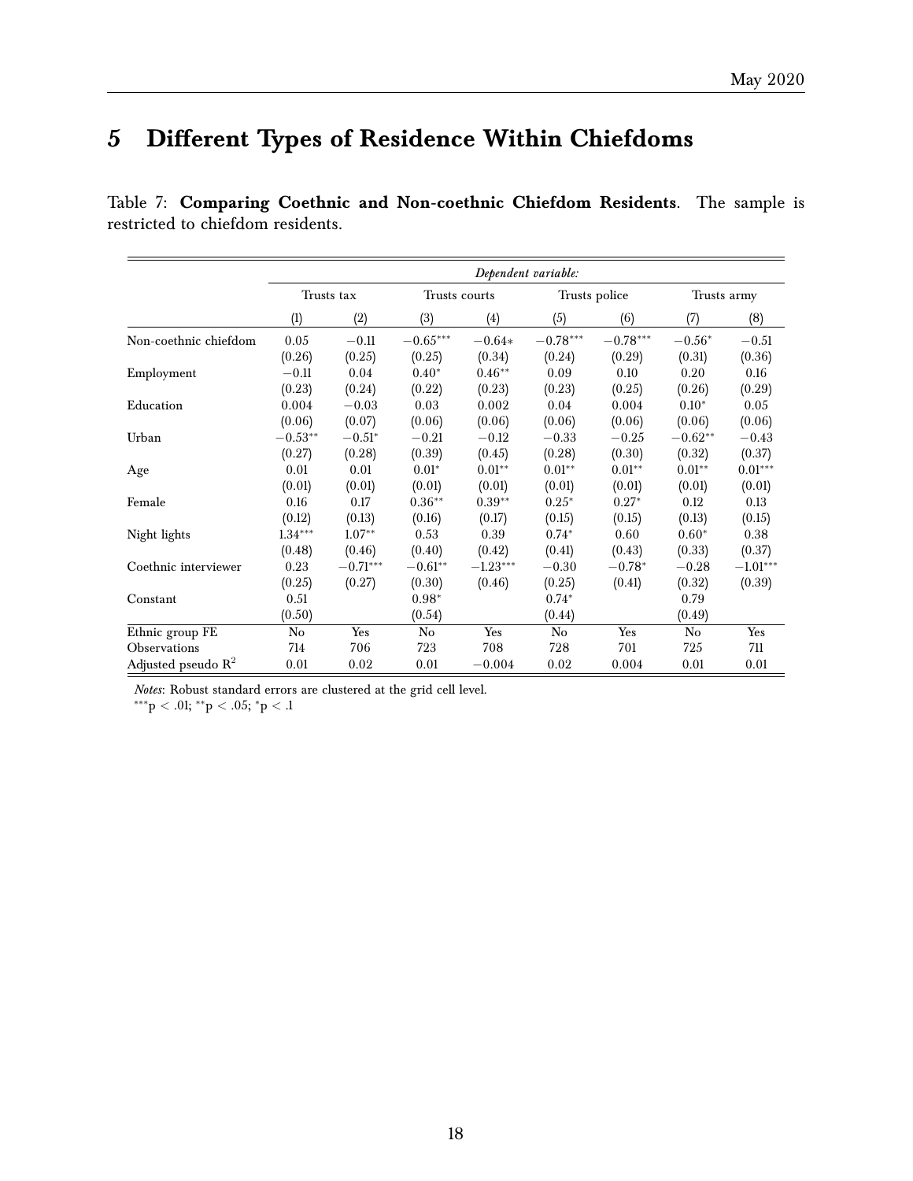# 5 Different Types of Residence Within Chiefdoms

Table 7: **Comparing Coethnic and Non-coethnic Chiefdom Residents**. The sample is restricted to chiefdom residents.

| | *Dependent variable:* | | | | | | | |
|---|---|---|---|---|---|---|---|---|
| | Trusts tax | | Trusts courts | | Trusts police | | Trusts army | |
| | (1) | (2) | (3) | (4) | (5) | (6) | (7) | (8) |
| Non-coethnic chiefdom | 0.05 | −0.11 | −0.65*** | −0.64* | −0.78*** | −0.78*** | −0.56* | −0.51 |
| | (0.26) | (0.25) | (0.25) | (0.34) | (0.24) | (0.29) | (0.31) | (0.36) |
| Employment | −0.11 | 0.04 | 0.40* | 0.46** | 0.09 | 0.10 | 0.20 | 0.16 |
| | (0.23) | (0.24) | (0.22) | (0.23) | (0.23) | (0.25) | (0.26) | (0.29) |
| Education | 0.004 | −0.03 | 0.03 | 0.002 | 0.04 | 0.004 | 0.10* | 0.05 |
| | (0.06) | (0.07) | (0.06) | (0.06) | (0.06) | (0.06) | (0.06) | (0.06) |
| Urban | −0.53** | −0.51* | −0.21 | −0.12 | −0.33 | −0.25 | −0.62** | −0.43 |
| | (0.27) | (0.28) | (0.39) | (0.45) | (0.28) | (0.30) | (0.32) | (0.37) |
| Age | 0.01 | 0.01 | 0.01* | 0.01** | 0.01** | 0.01** | 0.01** | 0.01*** |
| | (0.01) | (0.01) | (0.01) | (0.01) | (0.01) | (0.01) | (0.01) | (0.01) |
| Female | 0.16 | 0.17 | 0.36** | 0.39** | 0.25* | 0.27* | 0.12 | 0.13 |
| | (0.12) | (0.13) | (0.16) | (0.17) | (0.15) | (0.15) | (0.13) | (0.15) |
| Night lights | 1.34*** | 1.07** | 0.53 | 0.39 | 0.74* | 0.60 | 0.60* | 0.38 |
| | (0.48) | (0.46) | (0.40) | (0.42) | (0.41) | (0.43) | (0.33) | (0.37) |
| Coethnic interviewer | 0.23 | −0.71*** | −0.61** | −1.23*** | −0.30 | −0.78* | −0.28 | −1.01*** |
| | (0.25) | (0.27) | (0.30) | (0.46) | (0.25) | (0.41) | (0.32) | (0.39) |
| Constant | 0.51 | | 0.98* | | 0.74* | | 0.79 | |
| | (0.50) | | (0.54) | | (0.44) | | (0.49) | |
| Ethnic group FE | No | Yes | No | Yes | No | Yes | No | Yes |
| Observations | 714 | 706 | 723 | 708 | 728 | 701 | 725 | 711 |
| Adjusted pseudo $R^2$ | 0.01 | 0.02 | 0.01 | −0.004 | 0.02 | 0.004 | 0.01 | 0.01 |

*Notes*: Robust standard errors are clustered at the grid cell level.
***p < .01; **p < .05; *p < .1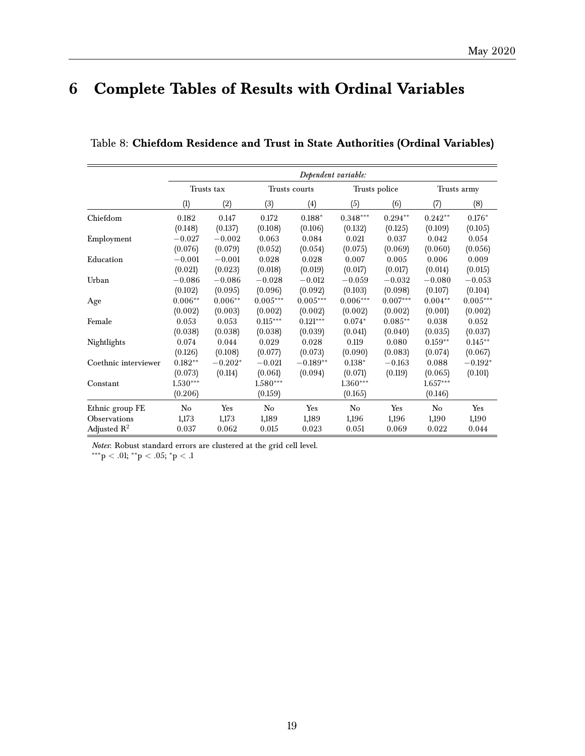# 6 Complete Tables of Results with Ordinal Variables

Table 8: **Chiefdom Residence and Trust in State Authorities (Ordinal Variables)**

| | *Dependent variable:* | | | | | | | |
|---|---|---|---|---|---|---|---|---|
| | Trusts tax | | Trusts courts | | Trusts police | | Trusts army | |
| | (1) | (2) | (3) | (4) | (5) | (6) | (7) | (8) |
| Chiefdom | 0.182 | 0.147 | 0.172 | 0.188* | 0.348*** | 0.294** | 0.242** | 0.176* |
| | (0.148) | (0.137) | (0.108) | (0.106) | (0.132) | (0.125) | (0.109) | (0.105) |
| Employment | −0.027 | −0.002 | 0.063 | 0.084 | 0.021 | 0.037 | 0.042 | 0.054 |
| | (0.076) | (0.079) | (0.052) | (0.054) | (0.075) | (0.069) | (0.060) | (0.056) |
| Education | −0.001 | −0.001 | 0.028 | 0.028 | 0.007 | 0.005 | 0.006 | 0.009 |
| | (0.021) | (0.023) | (0.018) | (0.019) | (0.017) | (0.017) | (0.014) | (0.015) |
| Urban | −0.086 | −0.086 | −0.028 | −0.012 | −0.059 | −0.032 | −0.080 | −0.053 |
| | (0.102) | (0.095) | (0.096) | (0.092) | (0.103) | (0.098) | (0.107) | (0.104) |
| Age | 0.006** | 0.006** | 0.005*** | 0.005*** | 0.006*** | 0.007*** | 0.004** | 0.005*** |
| | (0.002) | (0.003) | (0.002) | (0.002) | (0.002) | (0.002) | (0.001) | (0.002) |
| Female | 0.053 | 0.053 | 0.115*** | 0.121*** | 0.074* | 0.085** | 0.038 | 0.052 |
| | (0.038) | (0.038) | (0.038) | (0.039) | (0.041) | (0.040) | (0.035) | (0.037) |
| Nightlights | 0.074 | 0.044 | 0.029 | 0.028 | 0.119 | 0.080 | 0.159** | 0.145** |
| | (0.126) | (0.108) | (0.077) | (0.073) | (0.090) | (0.083) | (0.074) | (0.067) |
| Coethnic interviewer | 0.182** | −0.202* | −0.021 | −0.189** | 0.138* | −0.163 | 0.088 | −0.192* |
| | (0.073) | (0.114) | (0.061) | (0.094) | (0.071) | (0.119) | (0.065) | (0.101) |
| Constant | 1.530*** | | 1.580*** | | 1.360*** | | 1.657*** | |
| | (0.206) | | (0.159) | | (0.165) | | (0.146) | |
| Ethnic group FE | No | Yes | No | Yes | No | Yes | No | Yes |
| Observations | 1,173 | 1,173 | 1,189 | 1,189 | 1,196 | 1,196 | 1,190 | 1,190 |
| Adjusted $R^2$ | 0.037 | 0.062 | 0.015 | 0.023 | 0.051 | 0.069 | 0.022 | 0.044 |

*Notes*: Robust standard errors are clustered at the grid cell level.
***p < .01; **p < .05; *p < .1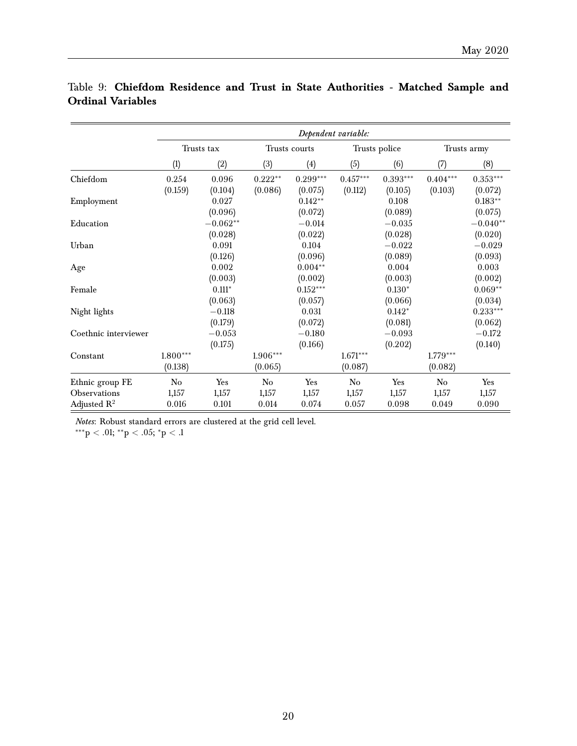Table 9: **Chiefdom Residence and Trust in State Authorities - Matched Sample and Ordinal Variables**

| | *Dependent variable:* | | | | | | | |
|---|---|---|---|---|---|---|---|---|
| | Trusts tax | | Trusts courts | | Trusts police | | Trusts army | |
| | (1) | (2) | (3) | (4) | (5) | (6) | (7) | (8) |
| Chiefdom | 0.254 | 0.096 | 0.222** | 0.299*** | 0.457*** | 0.393*** | 0.404*** | 0.353*** |
| | (0.159) | (0.104) | (0.086) | (0.075) | (0.112) | (0.105) | (0.103) | (0.072) |
| Employment | | 0.027 | | 0.142** | | 0.108 | | 0.183** |
| | | (0.096) | | (0.072) | | (0.089) | | (0.075) |
| Education | | −0.062** | | −0.014 | | −0.035 | | −0.040** |
| | | (0.028) | | (0.022) | | (0.028) | | (0.020) |
| Urban | | 0.091 | | 0.104 | | −0.022 | | −0.029 |
| | | (0.126) | | (0.096) | | (0.089) | | (0.093) |
| Age | | 0.002 | | 0.004** | | 0.004 | | 0.003 |
| | | (0.003) | | (0.002) | | (0.003) | | (0.002) |
| Female | | 0.111* | | 0.152*** | | 0.130* | | 0.069** |
| | | (0.063) | | (0.057) | | (0.066) | | (0.034) |
| Night lights | | −0.118 | | 0.031 | | 0.142* | | 0.233*** |
| | | (0.179) | | (0.072) | | (0.081) | | (0.062) |
| Coethnic interviewer | | −0.053 | | −0.180 | | −0.093 | | −0.172 |
| | | (0.175) | | (0.166) | | (0.202) | | (0.140) |
| Constant | 1.800*** | | 1.906*** | | 1.671*** | | 1.779*** | |
| | (0.138) | | (0.065) | | (0.087) | | (0.082) | |
| Ethnic group FE | No | Yes | No | Yes | No | Yes | No | Yes |
| Observations | 1,157 | 1,157 | 1,157 | 1,157 | 1,157 | 1,157 | 1,157 | 1,157 |
| Adjusted $R^2$ | 0.016 | 0.101 | 0.014 | 0.074 | 0.057 | 0.098 | 0.049 | 0.090 |

*Notes*: Robust standard errors are clustered at the grid cell level.
***$p < .01$; **$p < .05$; *$p < .1$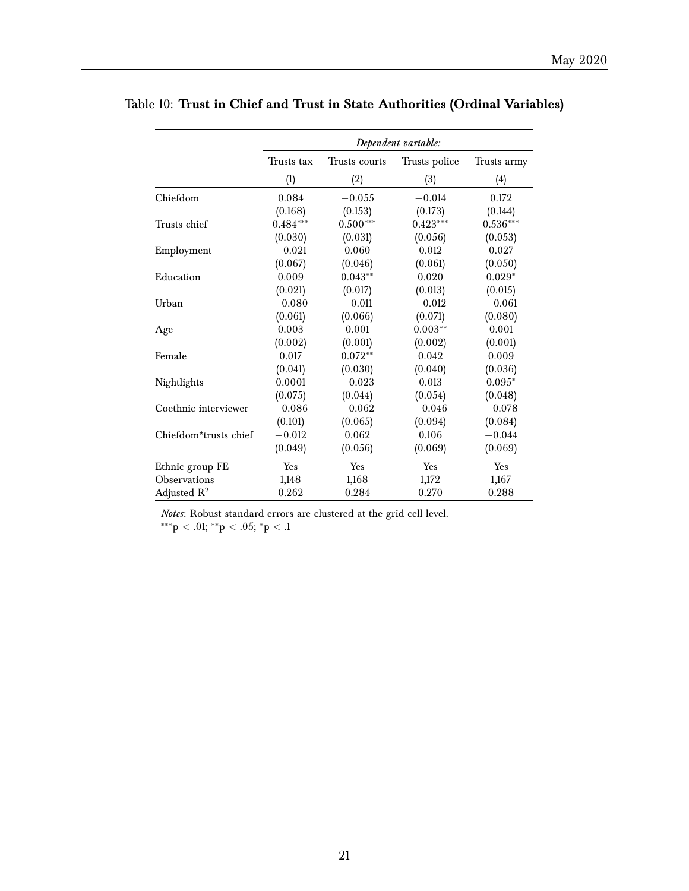Table 10: **Trust in Chief and Trust in State Authorities (Ordinal Variables)**

| | *Dependent variable:* | | | |
|---|---|---|---|---|
| | Trusts tax | Trusts courts | Trusts police | Trusts army |
| | (1) | (2) | (3) | (4) |
| Chiefdom | 0.084 | −0.055 | −0.014 | 0.172 |
| | (0.168) | (0.153) | (0.173) | (0.144) |
| Trusts chief | 0.484*** | 0.500*** | 0.423*** | 0.536*** |
| | (0.030) | (0.031) | (0.056) | (0.053) |
| Employment | −0.021 | 0.060 | 0.012 | 0.027 |
| | (0.067) | (0.046) | (0.061) | (0.050) |
| Education | 0.009 | 0.043** | 0.020 | 0.029* |
| | (0.021) | (0.017) | (0.013) | (0.015) |
| Urban | −0.080 | −0.011 | −0.012 | −0.061 |
| | (0.061) | (0.066) | (0.071) | (0.080) |
| Age | 0.003 | 0.001 | 0.003** | 0.001 |
| | (0.002) | (0.001) | (0.002) | (0.001) |
| Female | 0.017 | 0.072** | 0.042 | 0.009 |
| | (0.041) | (0.030) | (0.040) | (0.036) |
| Nightlights | 0.0001 | −0.023 | 0.013 | 0.095* |
| | (0.075) | (0.044) | (0.054) | (0.048) |
| Coethnic interviewer | −0.086 | −0.062 | −0.046 | −0.078 |
| | (0.101) | (0.065) | (0.094) | (0.084) |
| Chiefdom*trusts chief | −0.012 | 0.062 | 0.106 | −0.044 |
| | (0.049) | (0.056) | (0.069) | (0.069) |
| Ethnic group FE | Yes | Yes | Yes | Yes |
| Observations | 1,148 | 1,168 | 1,172 | 1,167 |
| Adjusted $R^2$ | 0.262 | 0.284 | 0.270 | 0.288 |

*Notes*: Robust standard errors are clustered at the grid cell level.
***p < .01; **p < .05; *p < .1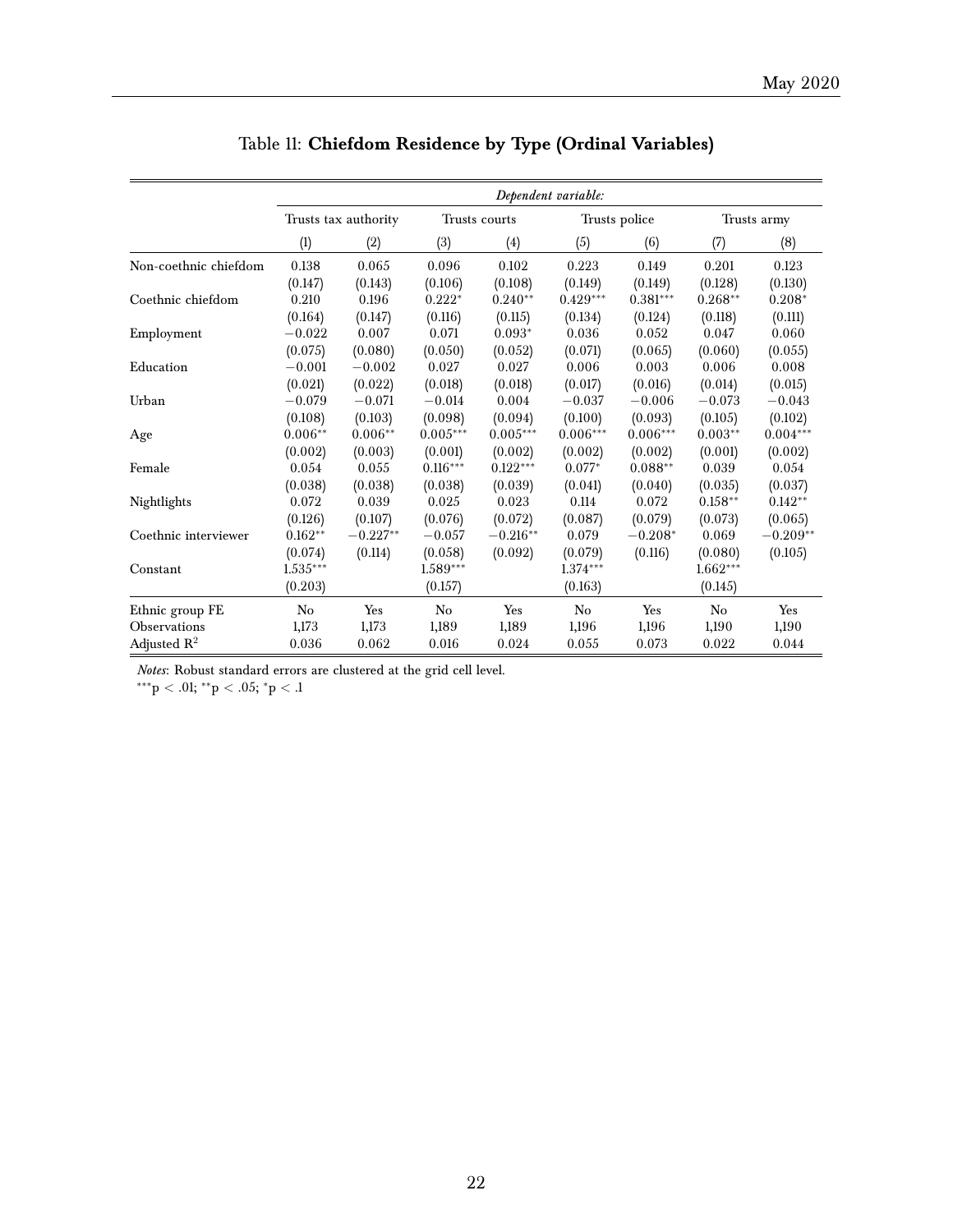# Table 11: **Chiefdom Residence by Type (Ordinal Variables)**

| | *Dependent variable:* | | | | | | | |
|---|---|---|---|---|---|---|---|---|
| | Trusts tax authority | | Trusts courts | | Trusts police | | Trusts army | |
| | (1) | (2) | (3) | (4) | (5) | (6) | (7) | (8) |
| Non-coethnic chiefdom | 0.138 | 0.065 | 0.096 | 0.102 | 0.223 | 0.149 | 0.201 | 0.123 |
| | (0.147) | (0.143) | (0.106) | (0.108) | (0.149) | (0.149) | (0.128) | (0.130) |
| Coethnic chiefdom | 0.210 | 0.196 | $0.222^{*}$ | $0.240^{**}$ | $0.429^{***}$ | $0.381^{***}$ | $0.268^{**}$ | $0.208^{*}$ |
| | (0.164) | (0.147) | (0.116) | (0.115) | (0.134) | (0.124) | (0.118) | (0.111) |
| Employment | $-0.022$ | 0.007 | 0.071 | $0.093^{*}$ | 0.036 | 0.052 | 0.047 | 0.060 |
| | (0.075) | (0.080) | (0.050) | (0.052) | (0.071) | (0.065) | (0.060) | (0.055) |
| Education | $-0.001$ | $-0.002$ | 0.027 | 0.027 | 0.006 | 0.003 | 0.006 | 0.008 |
| | (0.021) | (0.022) | (0.018) | (0.018) | (0.017) | (0.016) | (0.014) | (0.015) |
| Urban | $-0.079$ | $-0.071$ | $-0.014$ | 0.004 | $-0.037$ | $-0.006$ | $-0.073$ | $-0.043$ |
| | (0.108) | (0.103) | (0.098) | (0.094) | (0.100) | (0.093) | (0.105) | (0.102) |
| Age | $0.006^{**}$ | $0.006^{**}$ | $0.005^{***}$ | $0.005^{***}$ | $0.006^{***}$ | $0.006^{***}$ | $0.003^{**}$ | $0.004^{***}$ |
| | (0.002) | (0.003) | (0.001) | (0.002) | (0.002) | (0.002) | (0.001) | (0.002) |
| Female | 0.054 | 0.055 | $0.116^{***}$ | $0.122^{***}$ | $0.077^{*}$ | $0.088^{**}$ | 0.039 | 0.054 |
| | (0.038) | (0.038) | (0.038) | (0.039) | (0.041) | (0.040) | (0.035) | (0.037) |
| Nightlights | 0.072 | 0.039 | 0.025 | 0.023 | 0.114 | 0.072 | $0.158^{**}$ | $0.142^{**}$ |
| | (0.126) | (0.107) | (0.076) | (0.072) | (0.087) | (0.079) | (0.073) | (0.065) |
| Coethnic interviewer | $0.162^{**}$ | $-0.227^{**}$ | $-0.057$ | $-0.216^{**}$ | 0.079 | $-0.208^{*}$ | 0.069 | $-0.209^{**}$ |
| | (0.074) | (0.114) | (0.058) | (0.092) | (0.079) | (0.116) | (0.080) | (0.105) |
| Constant | $1.535^{***}$ | | $1.589^{***}$ | | $1.374^{***}$ | | $1.662^{***}$ | |
| | (0.203) | | (0.157) | | (0.163) | | (0.145) | |
| Ethnic group FE | No | Yes | No | Yes | No | Yes | No | Yes |
| Observations | 1,173 | 1,173 | 1,189 | 1,189 | 1,196 | 1,196 | 1,190 | 1,190 |
| Adjusted $R^2$ | 0.036 | 0.062 | 0.016 | 0.024 | 0.055 | 0.073 | 0.022 | 0.044 |

*Notes*: Robust standard errors are clustered at the grid cell level.
$^{***}p < .01$; $^{**}p < .05$; $^{*}p < .1$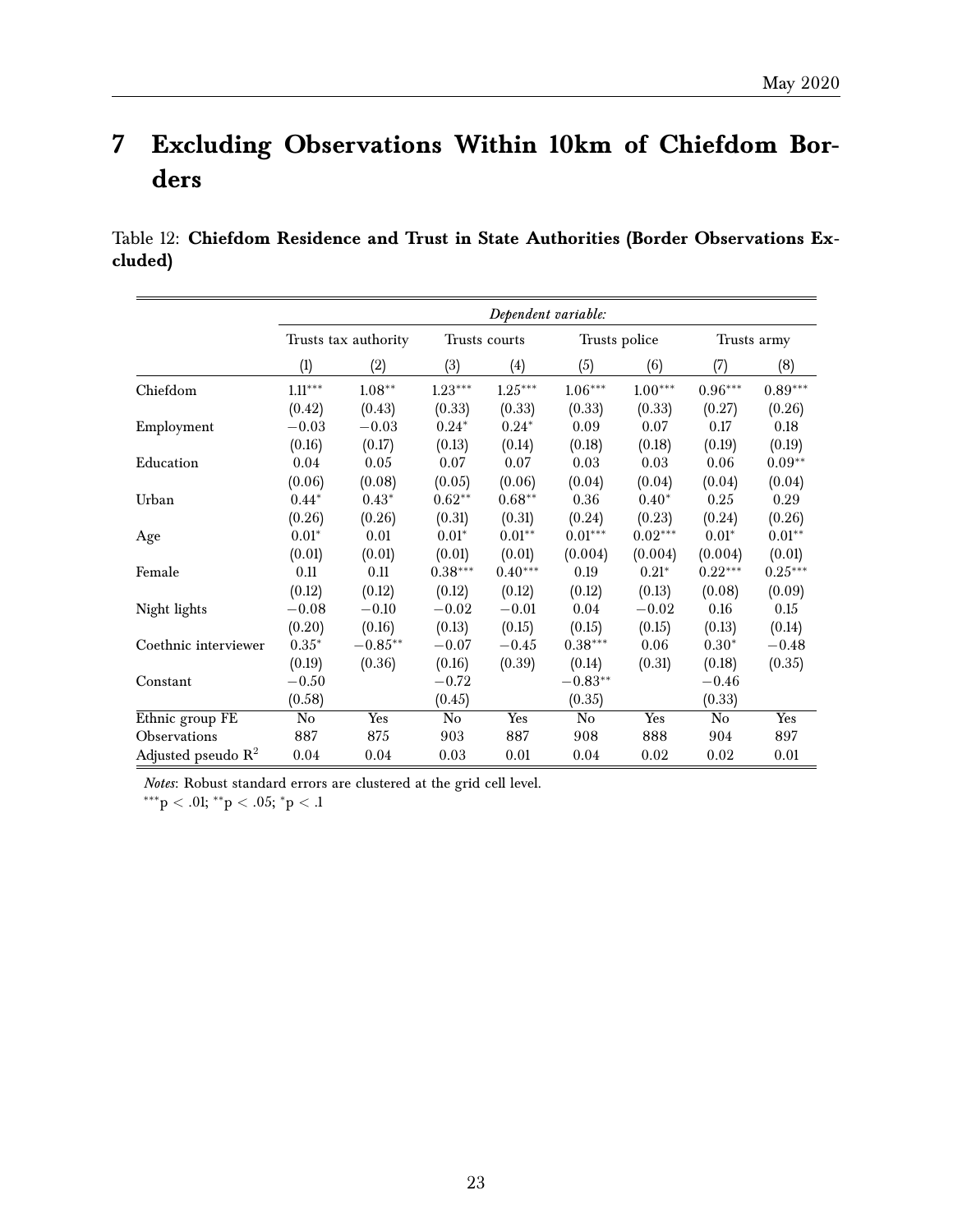# 7 Excluding Observations Within 10km of Chiefdom Borders

Table 12: **Chiefdom Residence and Trust in State Authorities (Border Observations Excluded)**

| | *Dependent variable:* | | | | | | | |
|---|---|---|---|---|---|---|---|---|
| | Trusts tax authority | | Trusts courts | | Trusts police | | Trusts army | |
| | (1) | (2) | (3) | (4) | (5) | (6) | (7) | (8) |
| Chiefdom | 1.11*** | 1.08** | 1.23*** | 1.25*** | 1.06*** | 1.00*** | 0.96*** | 0.89*** |
| | (0.42) | (0.43) | (0.33) | (0.33) | (0.33) | (0.33) | (0.27) | (0.26) |
| Employment | −0.03 | −0.03 | 0.24* | 0.24* | 0.09 | 0.07 | 0.17 | 0.18 |
| | (0.16) | (0.17) | (0.13) | (0.14) | (0.18) | (0.18) | (0.19) | (0.19) |
| Education | 0.04 | 0.05 | 0.07 | 0.07 | 0.03 | 0.03 | 0.06 | 0.09** |
| | (0.06) | (0.08) | (0.05) | (0.06) | (0.04) | (0.04) | (0.04) | (0.04) |
| Urban | 0.44* | 0.43* | 0.62** | 0.68** | 0.36 | 0.40* | 0.25 | 0.29 |
| | (0.26) | (0.26) | (0.31) | (0.31) | (0.24) | (0.23) | (0.24) | (0.26) |
| Age | 0.01* | 0.01 | 0.01* | 0.01** | 0.01*** | 0.02*** | 0.01* | 0.01** |
| | (0.01) | (0.01) | (0.01) | (0.01) | (0.004) | (0.004) | (0.004) | (0.01) |
| Female | 0.11 | 0.11 | 0.38*** | 0.40*** | 0.19 | 0.21* | 0.22*** | 0.25*** |
| | (0.12) | (0.12) | (0.12) | (0.12) | (0.12) | (0.13) | (0.08) | (0.09) |
| Night lights | −0.08 | −0.10 | −0.02 | −0.01 | 0.04 | −0.02 | 0.16 | 0.15 |
| | (0.20) | (0.16) | (0.13) | (0.15) | (0.15) | (0.15) | (0.13) | (0.14) |
| Coethnic interviewer | 0.35* | −0.85** | −0.07 | −0.45 | 0.38*** | 0.06 | 0.30* | −0.48 |
| | (0.19) | (0.36) | (0.16) | (0.39) | (0.14) | (0.31) | (0.18) | (0.35) |
| Constant | −0.50 | | −0.72 | | −0.83** | | −0.46 | |
| | (0.58) | | (0.45) | | (0.35) | | (0.33) | |
| Ethnic group FE | No | Yes | No | Yes | No | Yes | No | Yes |
| Observations | 887 | 875 | 903 | 887 | 908 | 888 | 904 | 897 |
| Adjusted pseudo $R^2$ | 0.04 | 0.04 | 0.03 | 0.01 | 0.04 | 0.02 | 0.02 | 0.01 |

*Notes*: Robust standard errors are clustered at the grid cell level.
$^{***}p < .01$; $^{**}p < .05$; $^{*}p < .1$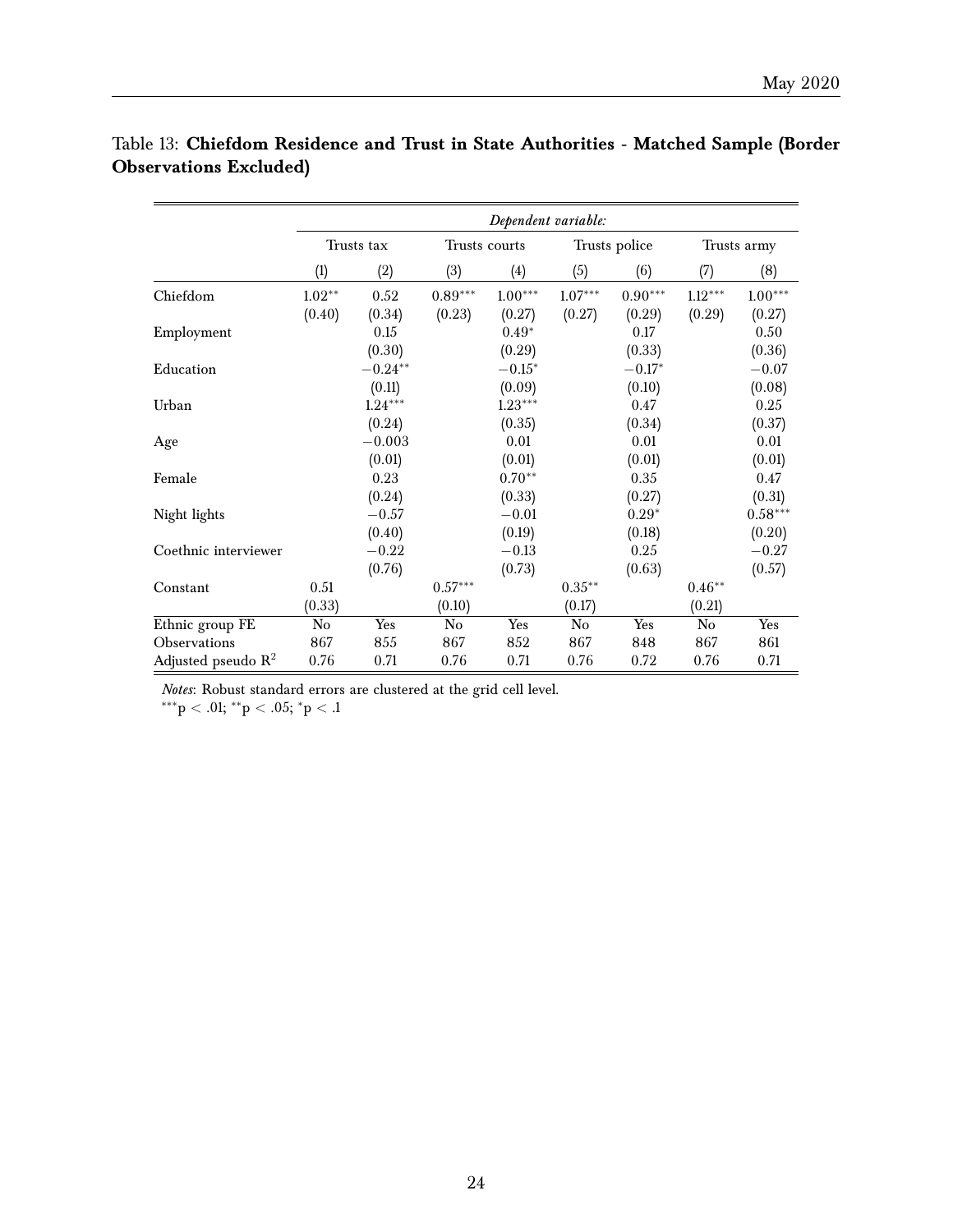Table 13: **Chiefdom Residence and Trust in State Authorities - Matched Sample (Border Observations Excluded)**

| | *Dependent variable:* | | | | | | | |
|---|---|---|---|---|---|---|---|---|
| | Trusts tax | | Trusts courts | | Trusts police | | Trusts army | |
| | (1) | (2) | (3) | (4) | (5) | (6) | (7) | (8) |
| Chiefdom | $1.02^{**}$ | 0.52 | $0.89^{***}$ | $1.00^{***}$ | $1.07^{***}$ | $0.90^{***}$ | $1.12^{***}$ | $1.00^{***}$ |
| | (0.40) | (0.34) | (0.23) | (0.27) | (0.27) | (0.29) | (0.29) | (0.27) |
| Employment | | 0.15 | | $0.49^{*}$ | | 0.17 | | 0.50 |
| | | (0.30) | | (0.29) | | (0.33) | | (0.36) |
| Education | | $-0.24^{**}$ | | $-0.15^{*}$ | | $-0.17^{*}$ | | $-0.07$ |
| | | (0.11) | | (0.09) | | (0.10) | | (0.08) |
| Urban | | $1.24^{***}$ | | $1.23^{***}$ | | 0.47 | | 0.25 |
| | | (0.24) | | (0.35) | | (0.34) | | (0.37) |
| Age | | $-0.003$ | | 0.01 | | 0.01 | | 0.01 |
| | | (0.01) | | (0.01) | | (0.01) | | (0.01) |
| Female | | 0.23 | | $0.70^{**}$ | | 0.35 | | 0.47 |
| | | (0.24) | | (0.33) | | (0.27) | | (0.31) |
| Night lights | | $-0.57$ | | $-0.01$ | | $0.29^{*}$ | | $0.58^{***}$ |
| | | (0.40) | | (0.19) | | (0.18) | | (0.20) |
| Coethnic interviewer | | $-0.22$ | | $-0.13$ | | 0.25 | | $-0.27$ |
| | | (0.76) | | (0.73) | | (0.63) | | (0.57) |
| Constant | 0.51 | | $0.57^{***}$ | | $0.35^{**}$ | | $0.46^{**}$ | |
| | (0.33) | | (0.10) | | (0.17) | | (0.21) | |
| Ethnic group FE | No | Yes | No | Yes | No | Yes | No | Yes |
| Observations | 867 | 855 | 867 | 852 | 867 | 848 | 867 | 861 |
| Adjusted pseudo $R^2$ | 0.76 | 0.71 | 0.76 | 0.71 | 0.76 | 0.72 | 0.76 | 0.71 |

*Notes*: Robust standard errors are clustered at the grid cell level.
$^{***}p < .01$; $^{**}p < .05$; $^{*}p < .1$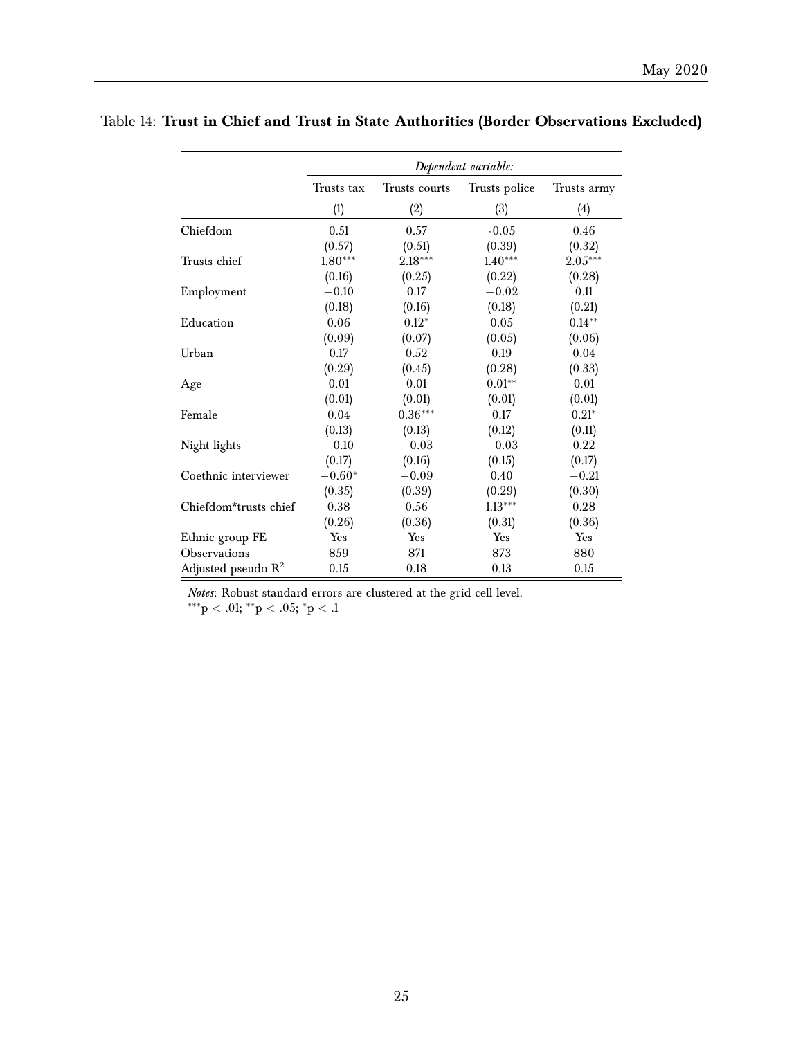Table 14: **Trust in Chief and Trust in State Authorities (Border Observations Excluded)**

| | *Dependent variable:* | | | |
|---|---|---|---|---|
| | Trusts tax | Trusts courts | Trusts police | Trusts army |
| | (1) | (2) | (3) | (4) |
| Chiefdom | 0.51 | 0.57 | -0.05 | 0.46 |
| | (0.57) | (0.51) | (0.39) | (0.32) |
| Trusts chief | 1.80*** | 2.18*** | 1.40*** | 2.05*** |
| | (0.16) | (0.25) | (0.22) | (0.28) |
| Employment | −0.10 | 0.17 | −0.02 | 0.11 |
| | (0.18) | (0.16) | (0.18) | (0.21) |
| Education | 0.06 | 0.12* | 0.05 | 0.14** |
| | (0.09) | (0.07) | (0.05) | (0.06) |
| Urban | 0.17 | 0.52 | 0.19 | 0.04 |
| | (0.29) | (0.45) | (0.28) | (0.33) |
| Age | 0.01 | 0.01 | 0.01** | 0.01 |
| | (0.01) | (0.01) | (0.01) | (0.01) |
| Female | 0.04 | 0.36*** | 0.17 | 0.21* |
| | (0.13) | (0.13) | (0.12) | (0.11) |
| Night lights | −0.10 | −0.03 | −0.03 | 0.22 |
| | (0.17) | (0.16) | (0.15) | (0.17) |
| Coethnic interviewer | −0.60* | −0.09 | 0.40 | −0.21 |
| | (0.35) | (0.39) | (0.29) | (0.30) |
| Chiefdom*trusts chief | 0.38 | 0.56 | 1.13*** | 0.28 |
| | (0.26) | (0.36) | (0.31) | (0.36) |
| Ethnic group FE | Yes | Yes | Yes | Yes |
| Observations | 859 | 871 | 873 | 880 |
| Adjusted pseudo $R^2$ | 0.15 | 0.18 | 0.13 | 0.15 |

*Notes*: Robust standard errors are clustered at the grid cell level.
***p < .01; **p < .05; *p < .1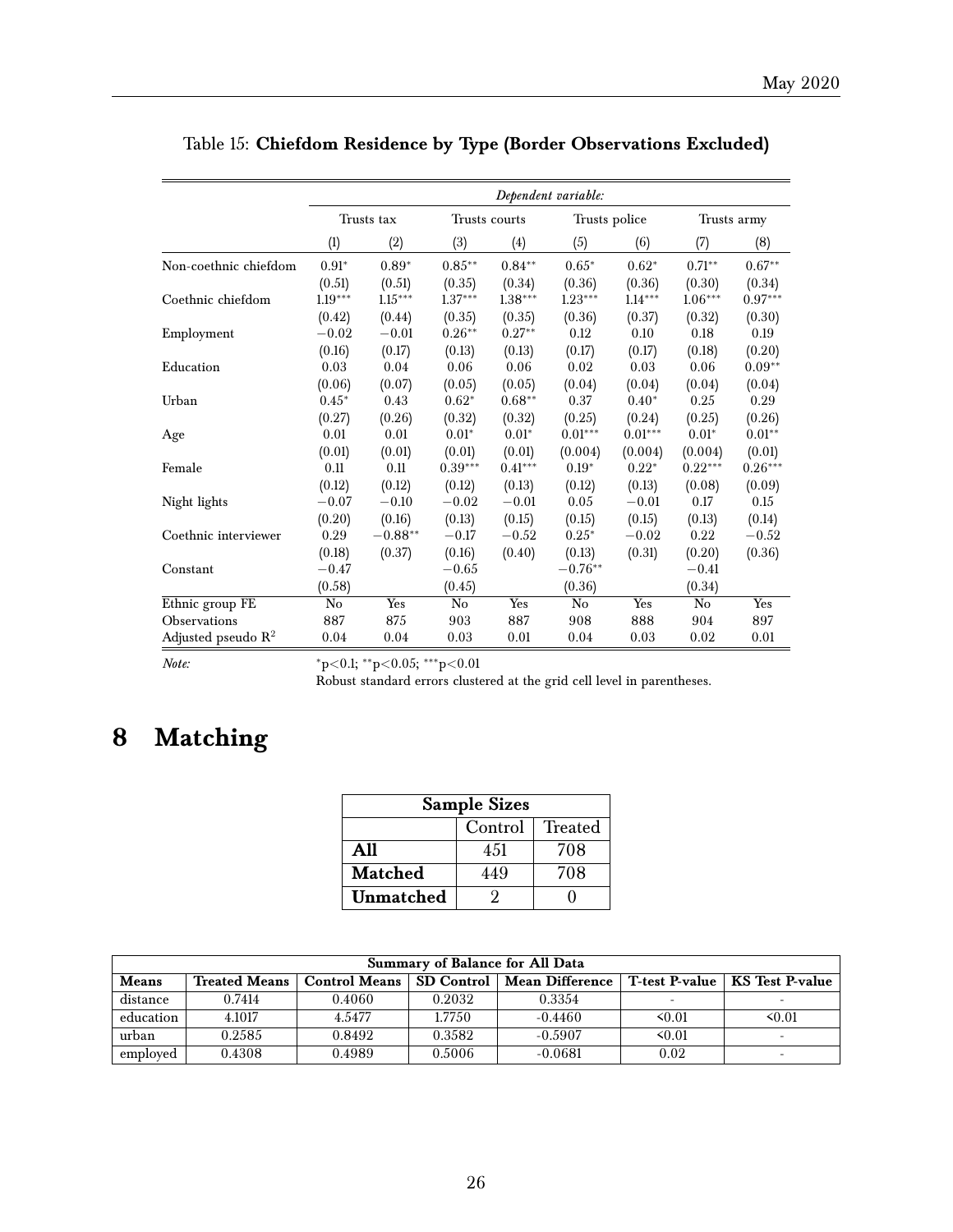Table 15: **Chiefdom Residence by Type (Border Observations Excluded)**

| | *Dependent variable:* | | | | | | | |
|---|---|---|---|---|---|---|---|---|
| | Trusts tax | | Trusts courts | | Trusts police | | Trusts army | |
| | (1) | (2) | (3) | (4) | (5) | (6) | (7) | (8) |
| Non-coethnic chiefdom | 0.91* | 0.89* | 0.85** | 0.84** | 0.65* | 0.62* | 0.71** | 0.67** |
| | (0.51) | (0.51) | (0.35) | (0.34) | (0.36) | (0.36) | (0.30) | (0.34) |
| Coethnic chiefdom | 1.19*** | 1.15*** | 1.37*** | 1.38*** | 1.23*** | 1.14*** | 1.06*** | 0.97*** |
| | (0.42) | (0.44) | (0.35) | (0.35) | (0.36) | (0.37) | (0.32) | (0.30) |
| Employment | −0.02 | −0.01 | 0.26** | 0.27** | 0.12 | 0.10 | 0.18 | 0.19 |
| | (0.16) | (0.17) | (0.13) | (0.13) | (0.17) | (0.17) | (0.18) | (0.20) |
| Education | 0.03 | 0.04 | 0.06 | 0.06 | 0.02 | 0.03 | 0.06 | 0.09** |
| | (0.06) | (0.07) | (0.05) | (0.05) | (0.04) | (0.04) | (0.04) | (0.04) |
| Urban | 0.45* | 0.43 | 0.62* | 0.68** | 0.37 | 0.40* | 0.25 | 0.29 |
| | (0.27) | (0.26) | (0.32) | (0.32) | (0.25) | (0.24) | (0.25) | (0.26) |
| Age | 0.01 | 0.01 | 0.01* | 0.01* | 0.01*** | 0.01*** | 0.01* | 0.01** |
| | (0.01) | (0.01) | (0.01) | (0.01) | (0.004) | (0.004) | (0.004) | (0.01) |
| Female | 0.11 | 0.11 | 0.39*** | 0.41*** | 0.19* | 0.22* | 0.22*** | 0.26*** |
| | (0.12) | (0.12) | (0.12) | (0.13) | (0.12) | (0.13) | (0.08) | (0.09) |
| Night lights | −0.07 | −0.10 | −0.02 | −0.01 | 0.05 | −0.01 | 0.17 | 0.15 |
| | (0.20) | (0.16) | (0.13) | (0.15) | (0.15) | (0.15) | (0.13) | (0.14) |
| Coethnic interviewer | 0.29 | −0.88** | −0.17 | −0.52 | 0.25* | −0.02 | 0.22 | −0.52 |
| | (0.18) | (0.37) | (0.16) | (0.40) | (0.13) | (0.31) | (0.20) | (0.36) |
| Constant | −0.47 | | −0.65 | | −0.76** | | −0.41 | |
| | (0.58) | | (0.45) | | (0.36) | | (0.34) | |
| Ethnic group FE | No | Yes | No | Yes | No | Yes | No | Yes |
| Observations | 887 | 875 | 903 | 887 | 908 | 888 | 904 | 897 |
| Adjusted pseudo $R^2$ | 0.04 | 0.04 | 0.03 | 0.01 | 0.04 | 0.03 | 0.02 | 0.01 |

*Note:* \*p<0.1; \*\*p<0.05; \*\*\*p<0.01
Robust standard errors clustered at the grid cell level in parentheses.

# 8 Matching

| **Sample Sizes** | | |
|---|---|---|
| | Control | Treated |
| **All** | 451 | 708 |
| **Matched** | 449 | 708 |
| **Unmatched** | 2 | 0 |

| **Summary of Balance for All Data** | | | | | | |
|---|---|---|---|---|---|---|
| **Means** | **Treated Means** | **Control Means** | **SD Control** | **Mean Difference** | **T-test P-value** | **KS Test P-value** |
| distance | 0.7414 | 0.4060 | 0.2032 | 0.3354 | - | - |
| education | 4.1017 | 4.5477 | 1.7750 | -0.4460 | <0.01 | <0.01 |
| urban | 0.2585 | 0.8492 | 0.3582 | -0.5907 | <0.01 | - |
| employed | 0.4308 | 0.4989 | 0.5006 | -0.0681 | 0.02 | - |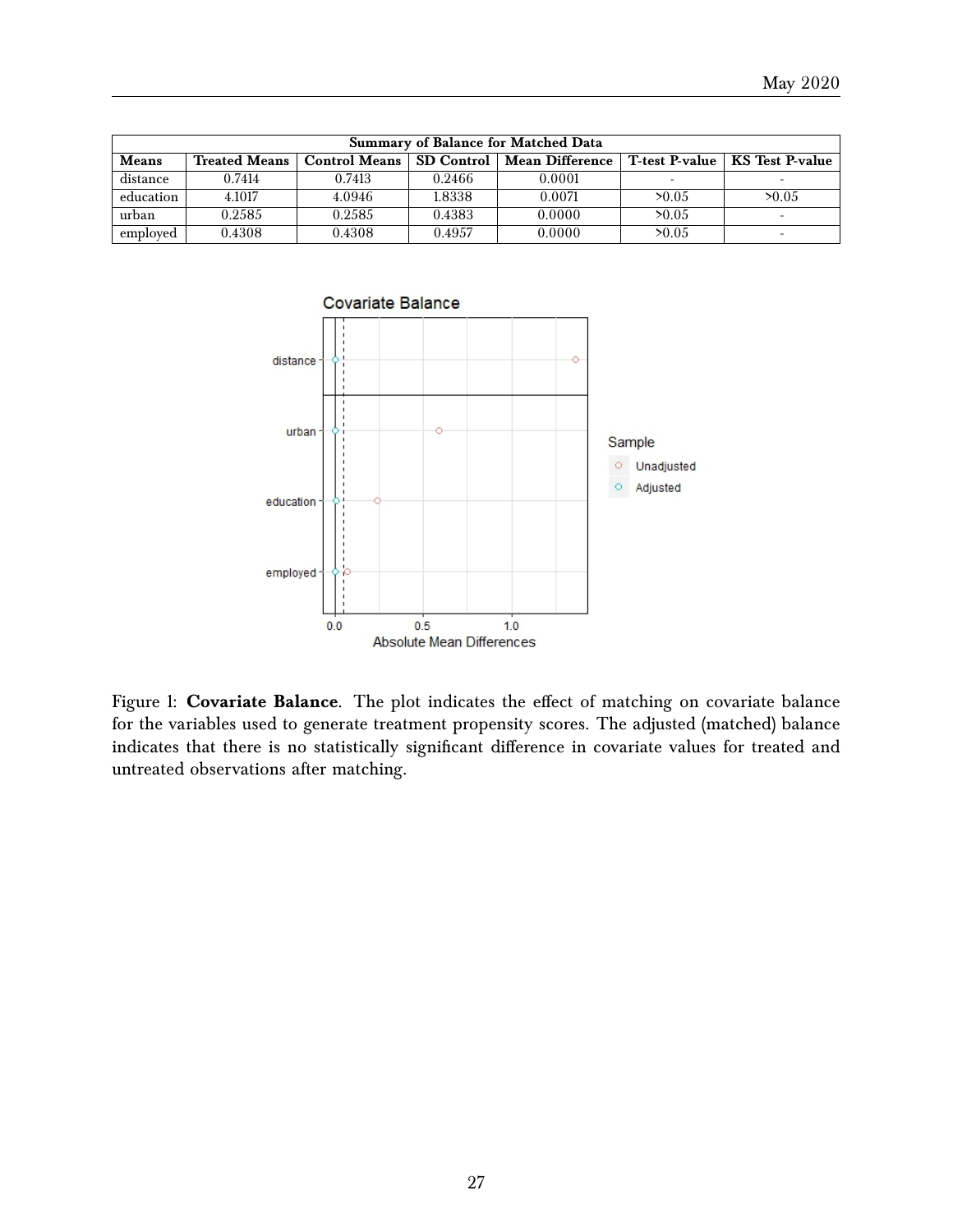| Summary of Balance for Matched Data | | | | | | |
|---|---|---|---|---|---|---|
| **Means** | **Treated Means** | **Control Means** | **SD Control** | **Mean Difference** | **T-test P-value** | **KS Test P-value** |
| distance | 0.7414 | 0.7413 | 0.2466 | 0.0001 | - | - |
| education | 4.1017 | 4.0946 | 1.8338 | 0.0071 | >0.05 | >0.05 |
| urban | 0.2585 | 0.2585 | 0.4383 | 0.0000 | >0.05 | - |
| employed | 0.4308 | 0.4308 | 0.4957 | 0.0000 | >0.05 | - |

Figure 1: **Covariate Balance**. The plot indicates the effect of matching on covariate balance for the variables used to generate treatment propensity scores. The adjusted (matched) balance indicates that there is no statistically significant difference in covariate values for treated and untreated observations after matching.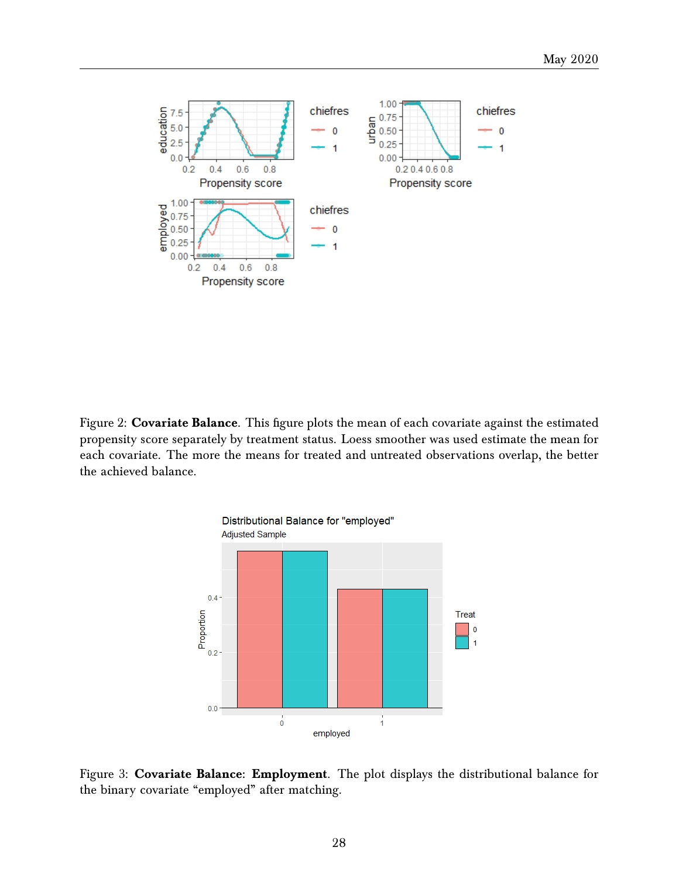Figure 2: **Covariate Balance**. This figure plots the mean of each covariate against the estimated propensity score separately by treatment status. Loess smoother was used estimate the mean for each covariate. The more the means for treated and untreated observations overlap, the better the achieved balance.

Figure 3: **Covariate Balance**: **Employment**. The plot displays the distributional balance for the binary covariate "employed" after matching.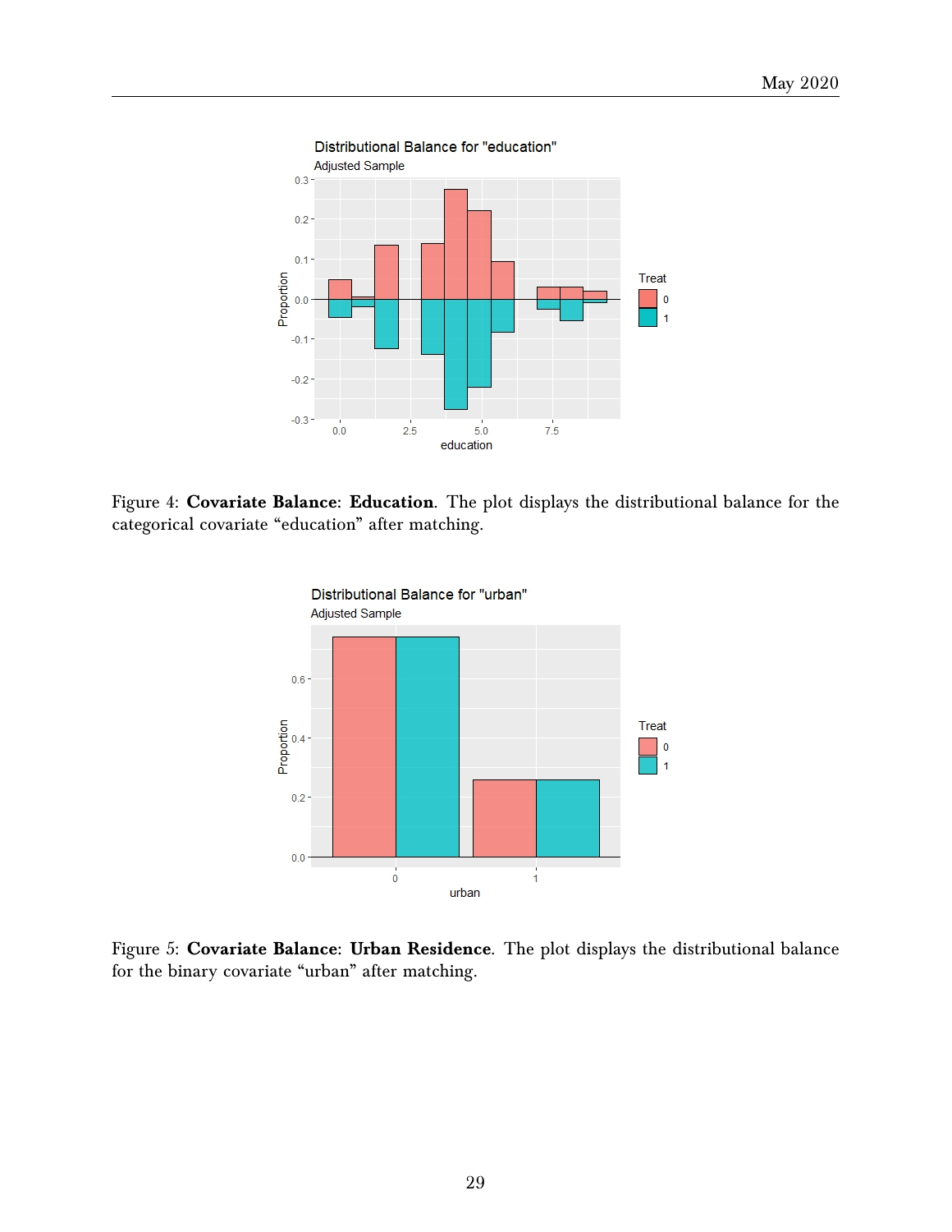Distributional Balance for "education"

Adjusted Sample

0.3
0.2
0.1
0.0
-0.1
-0.2
-0.3

Proportion

0.0 2.5 5.0 7.5

education

Treat
0
1

Figure 4: **Covariate Balance**: **Education**. The plot displays the distributional balance for the categorical covariate "education" after matching.

Distributional Balance for "urban"

Adjusted Sample

0.6
0.4
0.2
0.0

Proportion

0 1

urban

Treat
0
1

Figure 5: **Covariate Balance**: **Urban Residence**. The plot displays the distributional balance for the binary covariate "urban" after matching.